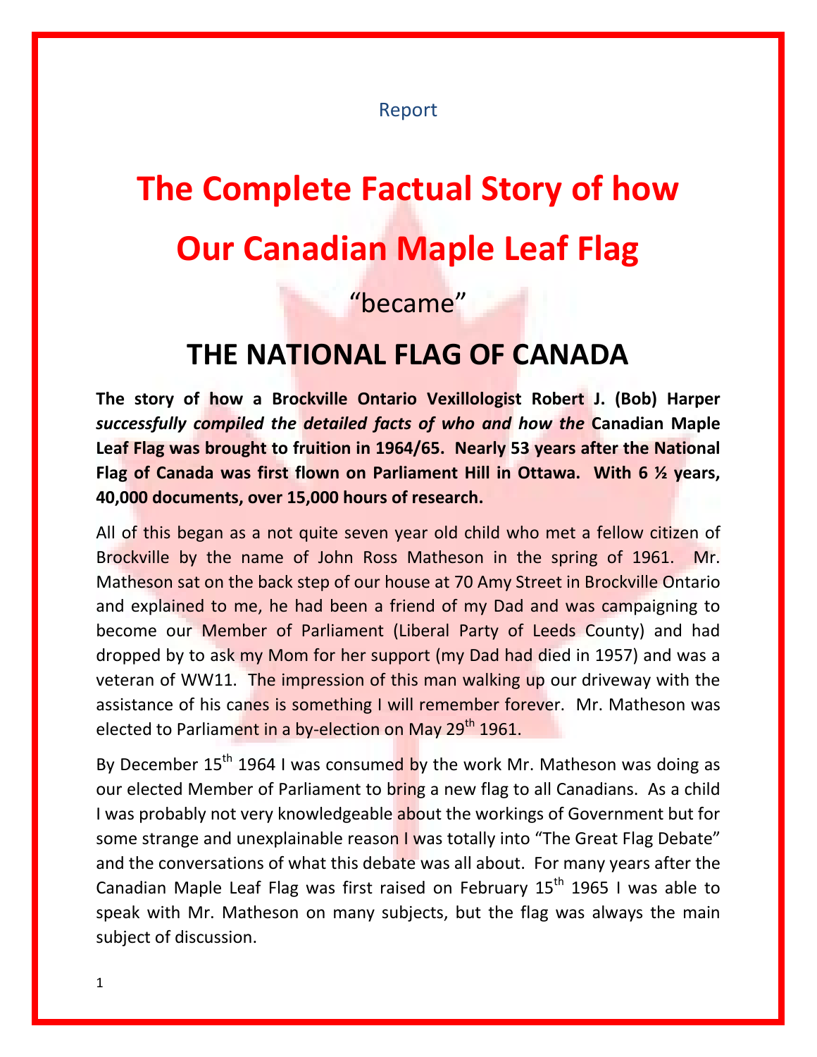Report

# The Complete Factual Story of how Our Canadian Maple Leaf Flag

“became”

# THE NATIONAL FLAG OF CANADA

**The story of how a Brockville Ontario Vexillologist Robert J. (Bob) Harper** ***successfully compiled the detailed facts of who and how the*** **Canadian Maple Leaf Flag was brought to fruition in 1964/65. Nearly 53 years after the National Flag of Canada was first flown on Parliament Hill in Ottawa. With 6 ½ years, 40,000 documents, over 15,000 hours of research.**

All of this began as a not quite seven year old child who met a fellow citizen of Brockville by the name of John Ross Matheson in the spring of 1961. Mr. Matheson sat on the back step of our house at 70 Amy Street in Brockville Ontario and explained to me, he had been a friend of my Dad and was campaigning to become our Member of Parliament (Liberal Party of Leeds County) and had dropped by to ask my Mom for her support (my Dad had died in 1957) and was a veteran of WW11. The impression of this man walking up our driveway with the assistance of his canes is something I will remember forever. Mr. Matheson was elected to Parliament in a by-election on May 29th 1961.

By December 15th 1964 I was consumed by the work Mr. Matheson was doing as our elected Member of Parliament to bring a new flag to all Canadians. As a child I was probably not very knowledgeable about the workings of Government but for some strange and unexplainable reason I was totally into “The Great Flag Debate” and the conversations of what this debate was all about. For many years after the Canadian Maple Leaf Flag was first raised on February 15th 1965 I was able to speak with Mr. Matheson on many subjects, but the flag was always the main subject of discussion.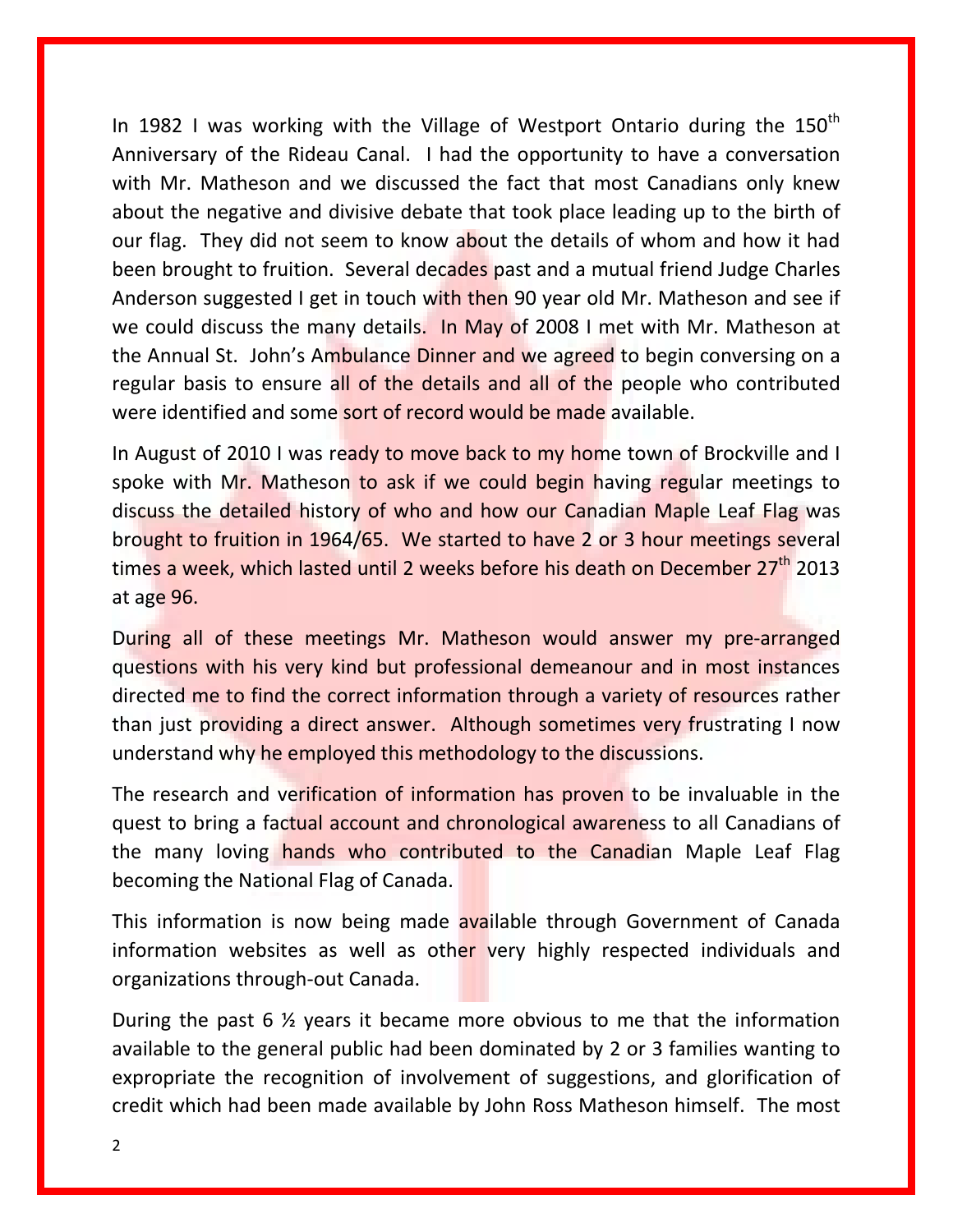In 1982 I was working with the Village of Westport Ontario during the 150th Anniversary of the Rideau Canal. I had the opportunity to have a conversation with Mr. Matheson and we discussed the fact that most Canadians only knew about the negative and divisive debate that took place leading up to the birth of our flag. They did not seem to know about the details of whom and how it had been brought to fruition. Several decades past and a mutual friend Judge Charles Anderson suggested I get in touch with then 90 year old Mr. Matheson and see if we could discuss the many details. In May of 2008 I met with Mr. Matheson at the Annual St. John's Ambulance Dinner and we agreed to begin conversing on a regular basis to ensure all of the details and all of the people who contributed were identified and some sort of record would be made available.

In August of 2010 I was ready to move back to my home town of Brockville and I spoke with Mr. Matheson to ask if we could begin having regular meetings to discuss the detailed history of who and how our Canadian Maple Leaf Flag was brought to fruition in 1964/65. We started to have 2 or 3 hour meetings several times a week, which lasted until 2 weeks before his death on December 27th 2013 at age 96.

During all of these meetings Mr. Matheson would answer my pre-arranged questions with his very kind but professional demeanour and in most instances directed me to find the correct information through a variety of resources rather than just providing a direct answer. Although sometimes very frustrating I now understand why he employed this methodology to the discussions.

The research and verification of information has proven to be invaluable in the quest to bring a factual account and chronological awareness to all Canadians of the many loving hands who contributed to the Canadian Maple Leaf Flag becoming the National Flag of Canada.

This information is now being made available through Government of Canada information websites as well as other very highly respected individuals and organizations through-out Canada.

During the past 6 ½ years it became more obvious to me that the information available to the general public had been dominated by 2 or 3 families wanting to expropriate the recognition of involvement of suggestions, and glorification of credit which had been made available by John Ross Matheson himself. The most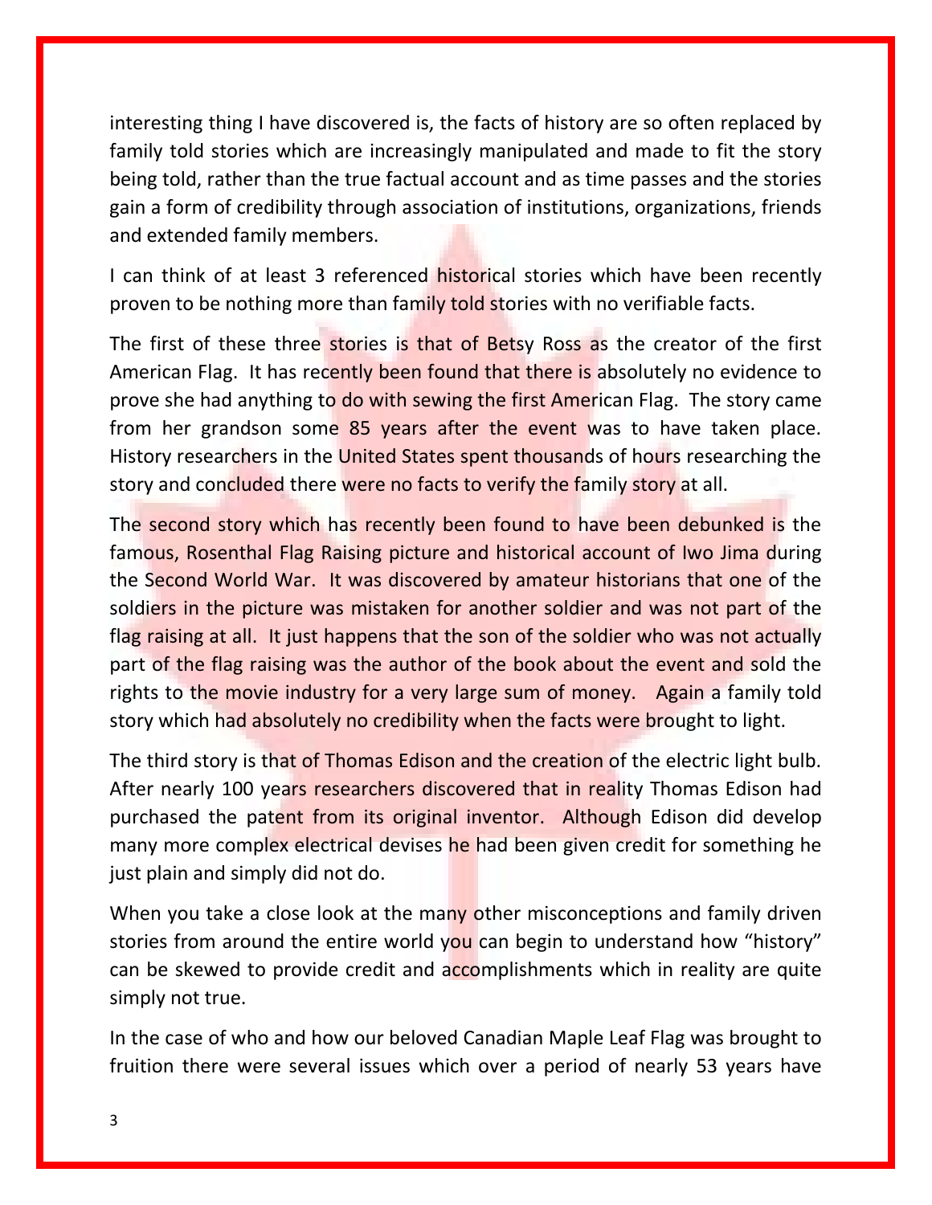interesting thing I have discovered is, the facts of history are so often replaced by family told stories which are increasingly manipulated and made to fit the story being told, rather than the true factual account and as time passes and the stories gain a form of credibility through association of institutions, organizations, friends and extended family members.

I can think of at least 3 referenced historical stories which have been recently proven to be nothing more than family told stories with no verifiable facts.

The first of these three stories is that of Betsy Ross as the creator of the first American Flag. It has recently been found that there is absolutely no evidence to prove she had anything to do with sewing the first American Flag. The story came from her grandson some 85 years after the event was to have taken place. History researchers in the United States spent thousands of hours researching the story and concluded there were no facts to verify the family story at all.

The second story which has recently been found to have been debunked is the famous, Rosenthal Flag Raising picture and historical account of Iwo Jima during the Second World War. It was discovered by amateur historians that one of the soldiers in the picture was mistaken for another soldier and was not part of the flag raising at all. It just happens that the son of the soldier who was not actually part of the flag raising was the author of the book about the event and sold the rights to the movie industry for a very large sum of money. Again a family told story which had absolutely no credibility when the facts were brought to light.

The third story is that of Thomas Edison and the creation of the electric light bulb. After nearly 100 years researchers discovered that in reality Thomas Edison had purchased the patent from its original inventor. Although Edison did develop many more complex electrical devises he had been given credit for something he just plain and simply did not do.

When you take a close look at the many other misconceptions and family driven stories from around the entire world you can begin to understand how "history" can be skewed to provide credit and accomplishments which in reality are quite simply not true.

In the case of who and how our beloved Canadian Maple Leaf Flag was brought to fruition there were several issues which over a period of nearly 53 years have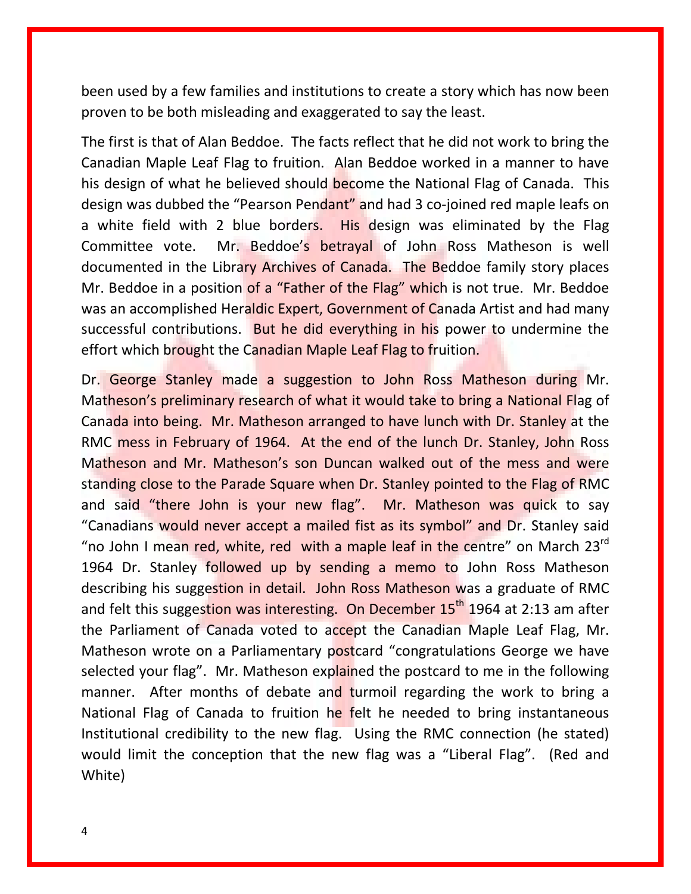been used by a few families and institutions to create a story which has now been proven to be both misleading and exaggerated to say the least.

The first is that of Alan Beddoe. The facts reflect that he did not work to bring the Canadian Maple Leaf Flag to fruition. Alan Beddoe worked in a manner to have his design of what he believed should become the National Flag of Canada. This design was dubbed the "Pearson Pendant" and had 3 co-joined red maple leafs on a white field with 2 blue borders. His design was eliminated by the Flag Committee vote. Mr. Beddoe's betrayal of John Ross Matheson is well documented in the Library Archives of Canada. The Beddoe family story places Mr. Beddoe in a position of a "Father of the Flag" which is not true. Mr. Beddoe was an accomplished Heraldic Expert, Government of Canada Artist and had many successful contributions. But he did everything in his power to undermine the effort which brought the Canadian Maple Leaf Flag to fruition.

Dr. George Stanley made a suggestion to John Ross Matheson during Mr. Matheson's preliminary research of what it would take to bring a National Flag of Canada into being. Mr. Matheson arranged to have lunch with Dr. Stanley at the RMC mess in February of 1964. At the end of the lunch Dr. Stanley, John Ross Matheson and Mr. Matheson's son Duncan walked out of the mess and were standing close to the Parade Square when Dr. Stanley pointed to the Flag of RMC and said "there John is your new flag". Mr. Matheson was quick to say "Canadians would never accept a mailed fist as its symbol" and Dr. Stanley said "no John I mean red, white, red with a maple leaf in the centre" on March 23rd 1964 Dr. Stanley followed up by sending a memo to John Ross Matheson describing his suggestion in detail. John Ross Matheson was a graduate of RMC and felt this suggestion was interesting. On December 15th 1964 at 2:13 am after the Parliament of Canada voted to accept the Canadian Maple Leaf Flag, Mr. Matheson wrote on a Parliamentary postcard "congratulations George we have selected your flag". Mr. Matheson explained the postcard to me in the following manner. After months of debate and turmoil regarding the work to bring a National Flag of Canada to fruition he felt he needed to bring instantaneous Institutional credibility to the new flag. Using the RMC connection (he stated) would limit the conception that the new flag was a "Liberal Flag". (Red and White)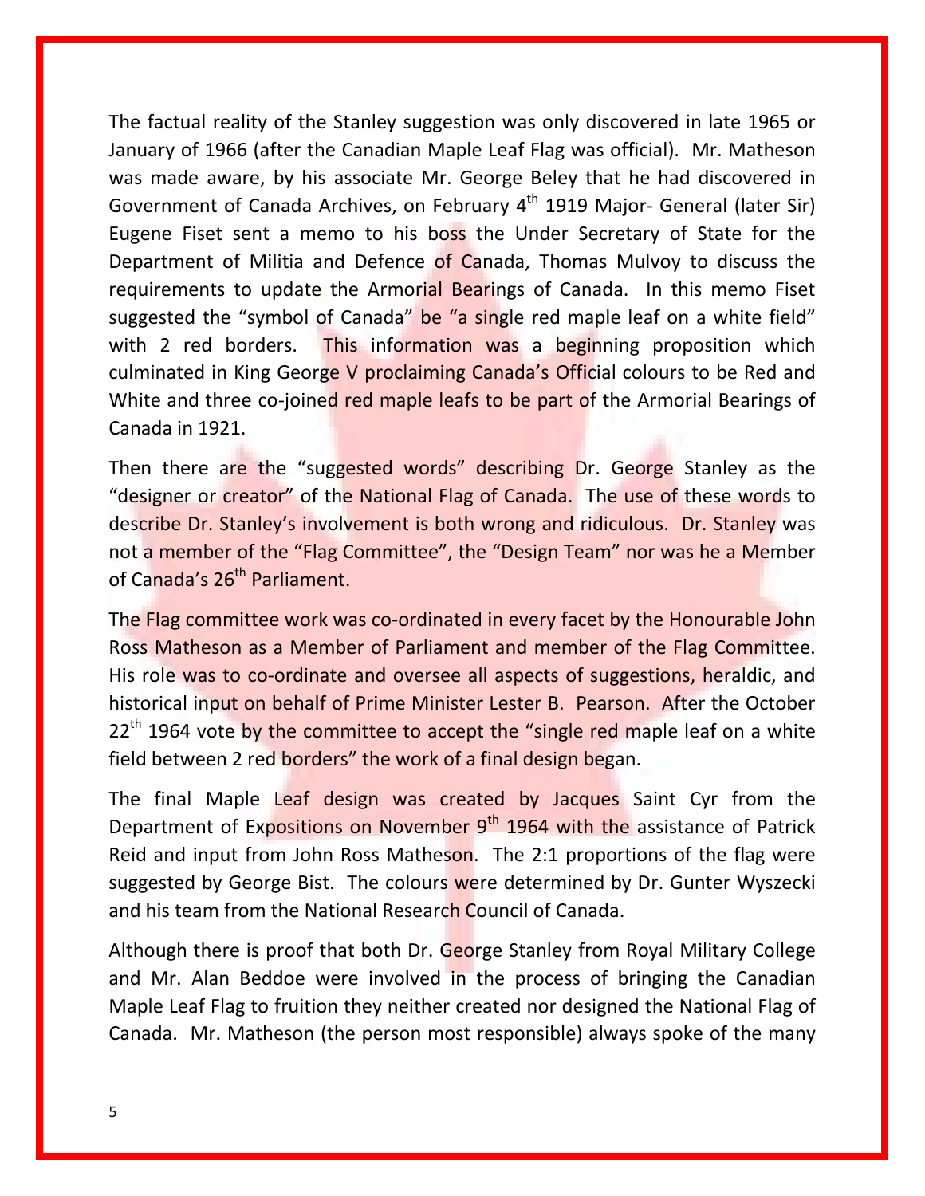The factual reality of the Stanley suggestion was only discovered in late 1965 or January of 1966 (after the Canadian Maple Leaf Flag was official). Mr. Matheson was made aware, by his associate Mr. George Beley that he had discovered in Government of Canada Archives, on February 4th 1919 Major- General (later Sir) Eugene Fiset sent a memo to his boss the Under Secretary of State for the Department of Militia and Defence of Canada, Thomas Mulvoy to discuss the requirements to update the Armorial Bearings of Canada. In this memo Fiset suggested the "symbol of Canada" be "a single red maple leaf on a white field" with 2 red borders. This information was a beginning proposition which culminated in King George V proclaiming Canada's Official colours to be Red and White and three co-joined red maple leafs to be part of the Armorial Bearings of Canada in 1921.

Then there are the "suggested words" describing Dr. George Stanley as the "designer or creator" of the National Flag of Canada. The use of these words to describe Dr. Stanley's involvement is both wrong and ridiculous. Dr. Stanley was not a member of the "Flag Committee", the "Design Team" nor was he a Member of Canada's 26th Parliament.

The Flag committee work was co-ordinated in every facet by the Honourable John Ross Matheson as a Member of Parliament and member of the Flag Committee. His role was to co-ordinate and oversee all aspects of suggestions, heraldic, and historical input on behalf of Prime Minister Lester B. Pearson. After the October 22nd 1964 vote by the committee to accept the "single red maple leaf on a white field between 2 red borders" the work of a final design began.

The final Maple Leaf design was created by Jacques Saint Cyr from the Department of Expositions on November 9th 1964 with the assistance of Patrick Reid and input from John Ross Matheson. The 2:1 proportions of the flag were suggested by George Bist. The colours were determined by Dr. Gunter Wyszecki and his team from the National Research Council of Canada.

Although there is proof that both Dr. George Stanley from Royal Military College and Mr. Alan Beddoe were involved in the process of bringing the Canadian Maple Leaf Flag to fruition they neither created nor designed the National Flag of Canada. Mr. Matheson (the person most responsible) always spoke of the many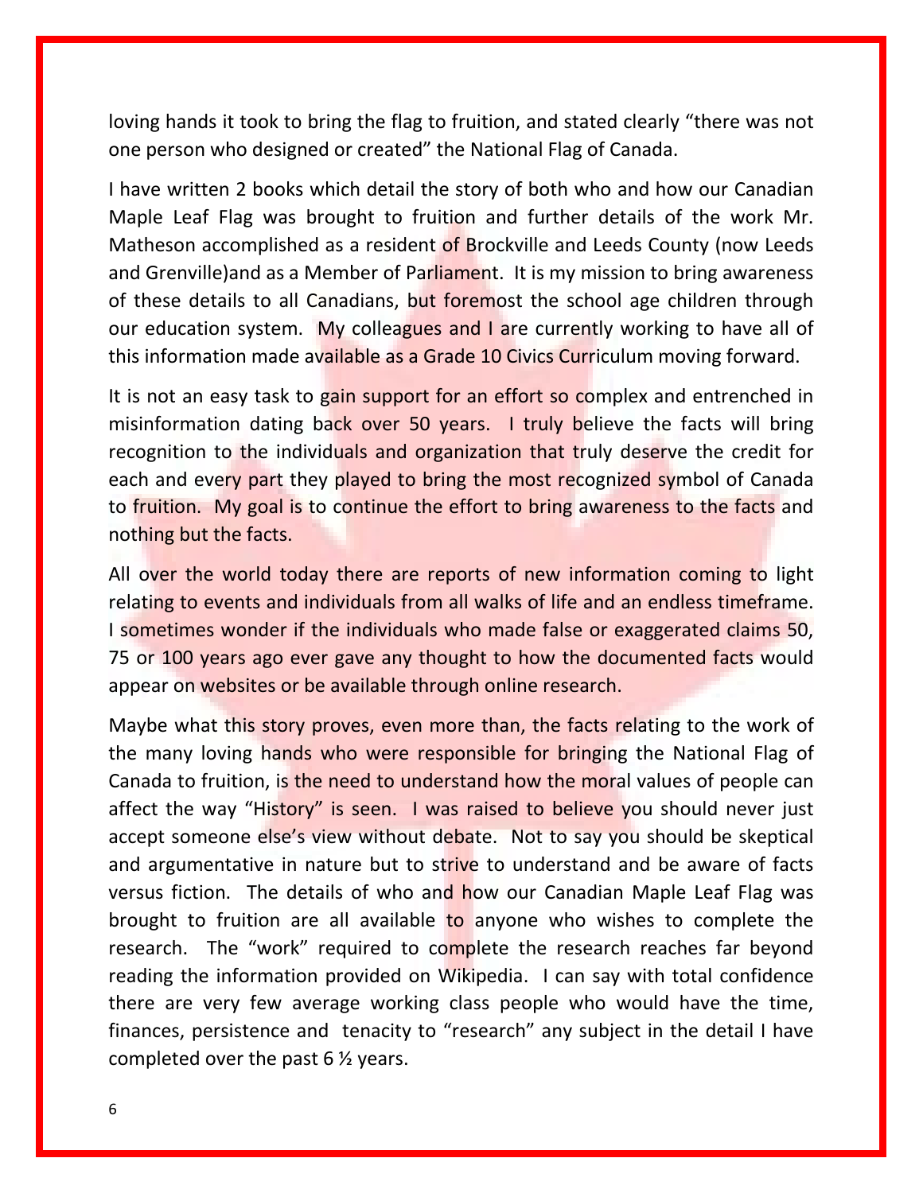loving hands it took to bring the flag to fruition, and stated clearly "there was not one person who designed or created" the National Flag of Canada.

I have written 2 books which detail the story of both who and how our Canadian Maple Leaf Flag was brought to fruition and further details of the work Mr. Matheson accomplished as a resident of Brockville and Leeds County (now Leeds and Grenville)and as a Member of Parliament. It is my mission to bring awareness of these details to all Canadians, but foremost the school age children through our education system. My colleagues and I are currently working to have all of this information made available as a Grade 10 Civics Curriculum moving forward.

It is not an easy task to gain support for an effort so complex and entrenched in misinformation dating back over 50 years. I truly believe the facts will bring recognition to the individuals and organization that truly deserve the credit for each and every part they played to bring the most recognized symbol of Canada to fruition. My goal is to continue the effort to bring awareness to the facts and nothing but the facts.

All over the world today there are reports of new information coming to light relating to events and individuals from all walks of life and an endless timeframe. I sometimes wonder if the individuals who made false or exaggerated claims 50, 75 or 100 years ago ever gave any thought to how the documented facts would appear on websites or be available through online research.

Maybe what this story proves, even more than, the facts relating to the work of the many loving hands who were responsible for bringing the National Flag of Canada to fruition, is the need to understand how the moral values of people can affect the way "History" is seen. I was raised to believe you should never just accept someone else's view without debate. Not to say you should be skeptical and argumentative in nature but to strive to understand and be aware of facts versus fiction. The details of who and how our Canadian Maple Leaf Flag was brought to fruition are all available to anyone who wishes to complete the research. The "work" required to complete the research reaches far beyond reading the information provided on Wikipedia. I can say with total confidence there are very few average working class people who would have the time, finances, persistence and tenacity to "research" any subject in the detail I have completed over the past 6 ½ years.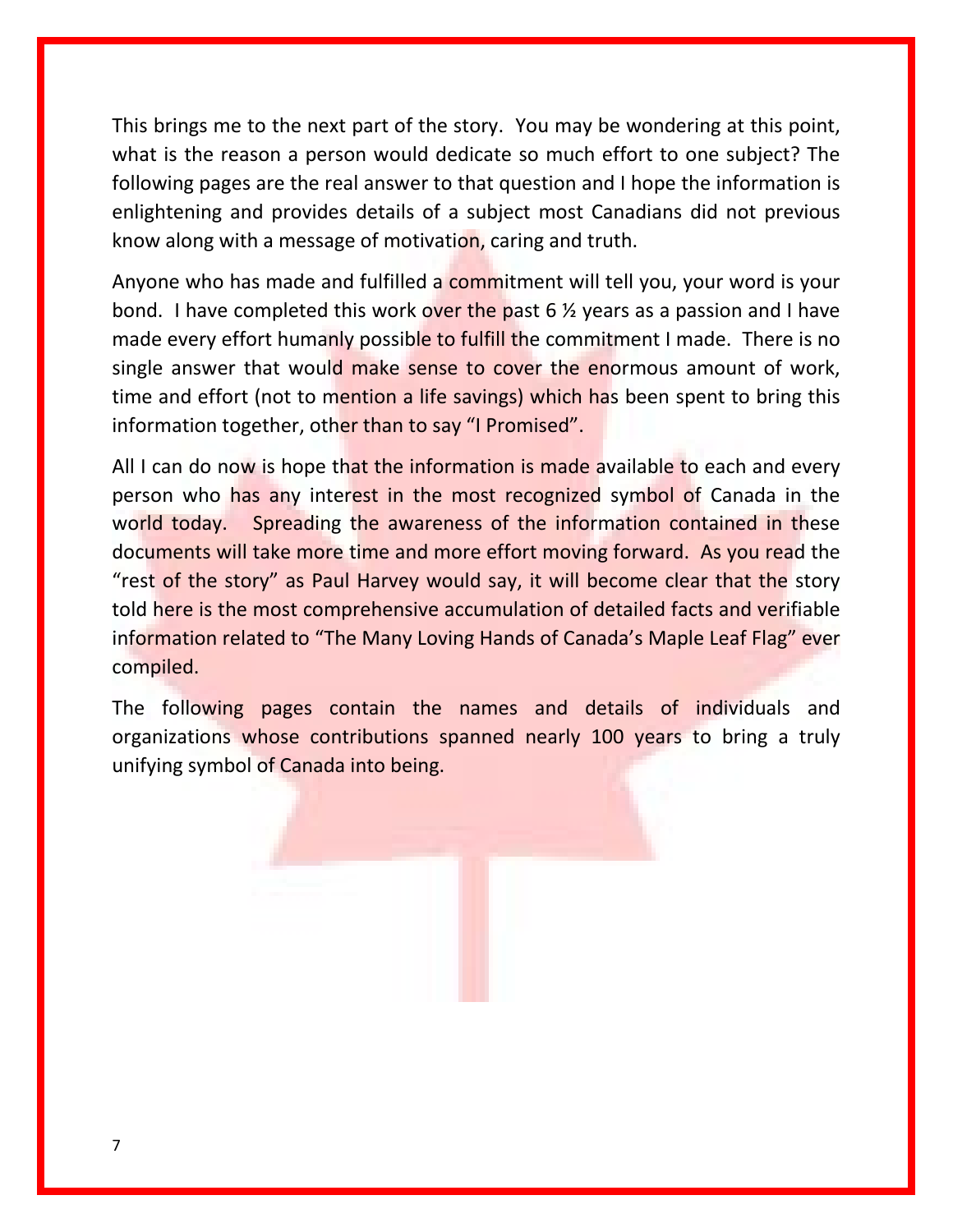This brings me to the next part of the story. You may be wondering at this point, what is the reason a person would dedicate so much effort to one subject? The following pages are the real answer to that question and I hope the information is enlightening and provides details of a subject most Canadians did not previous know along with a message of motivation, caring and truth.

Anyone who has made and fulfilled a commitment will tell you, your word is your bond. I have completed this work over the past 6 ½ years as a passion and I have made every effort humanly possible to fulfill the commitment I made. There is no single answer that would make sense to cover the enormous amount of work, time and effort (not to mention a life savings) which has been spent to bring this information together, other than to say "I Promised".

All I can do now is hope that the information is made available to each and every person who has any interest in the most recognized symbol of Canada in the world today. Spreading the awareness of the information contained in these documents will take more time and more effort moving forward. As you read the "rest of the story" as Paul Harvey would say, it will become clear that the story told here is the most comprehensive accumulation of detailed facts and verifiable information related to "The Many Loving Hands of Canada's Maple Leaf Flag" ever compiled.

The following pages contain the names and details of individuals and organizations whose contributions spanned nearly 100 years to bring a truly unifying symbol of Canada into being.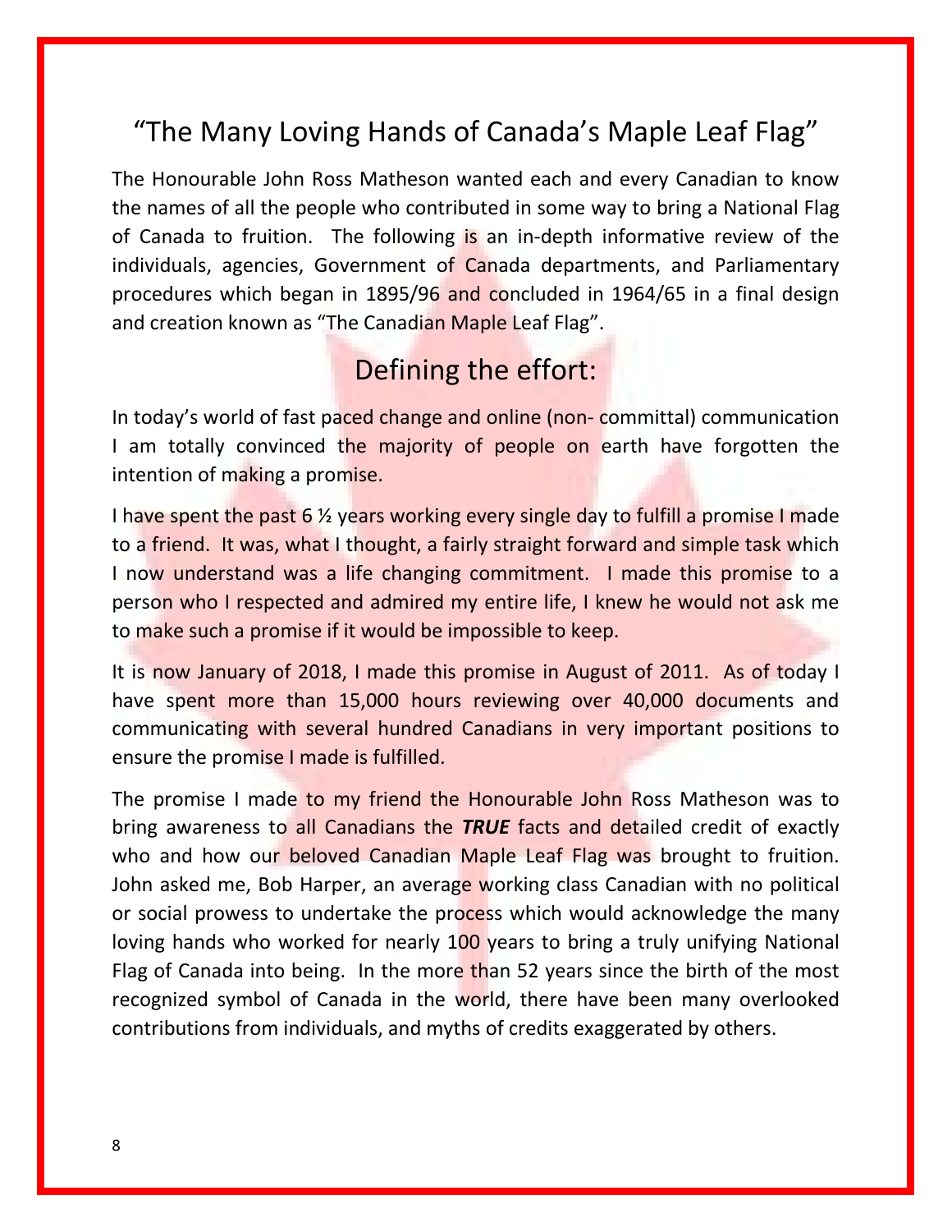# “The Many Loving Hands of Canada’s Maple Leaf Flag”

The Honourable John Ross Matheson wanted each and every Canadian to know the names of all the people who contributed in some way to bring a National Flag of Canada to fruition. The following is an in-depth informative review of the individuals, agencies, Government of Canada departments, and Parliamentary procedures which began in 1895/96 and concluded in 1964/65 in a final design and creation known as “The Canadian Maple Leaf Flag”.

## Defining the effort:

In today’s world of fast paced change and online (non- committal) communication I am totally convinced the majority of people on earth have forgotten the intention of making a promise.

I have spent the past 6 ½ years working every single day to fulfill a promise I made to a friend. It was, what I thought, a fairly straight forward and simple task which I now understand was a life changing commitment. I made this promise to a person who I respected and admired my entire life, I knew he would not ask me to make such a promise if it would be impossible to keep.

It is now January of 2018, I made this promise in August of 2011. As of today I have spent more than 15,000 hours reviewing over 40,000 documents and communicating with several hundred Canadians in very important positions to ensure the promise I made is fulfilled.

The promise I made to my friend the Honourable John Ross Matheson was to bring awareness to all Canadians the ***TRUE*** facts and detailed credit of exactly who and how our beloved Canadian Maple Leaf Flag was brought to fruition. John asked me, Bob Harper, an average working class Canadian with no political or social prowess to undertake the process which would acknowledge the many loving hands who worked for nearly 100 years to bring a truly unifying National Flag of Canada into being. In the more than 52 years since the birth of the most recognized symbol of Canada in the world, there have been many overlooked contributions from individuals, and myths of credits exaggerated by others.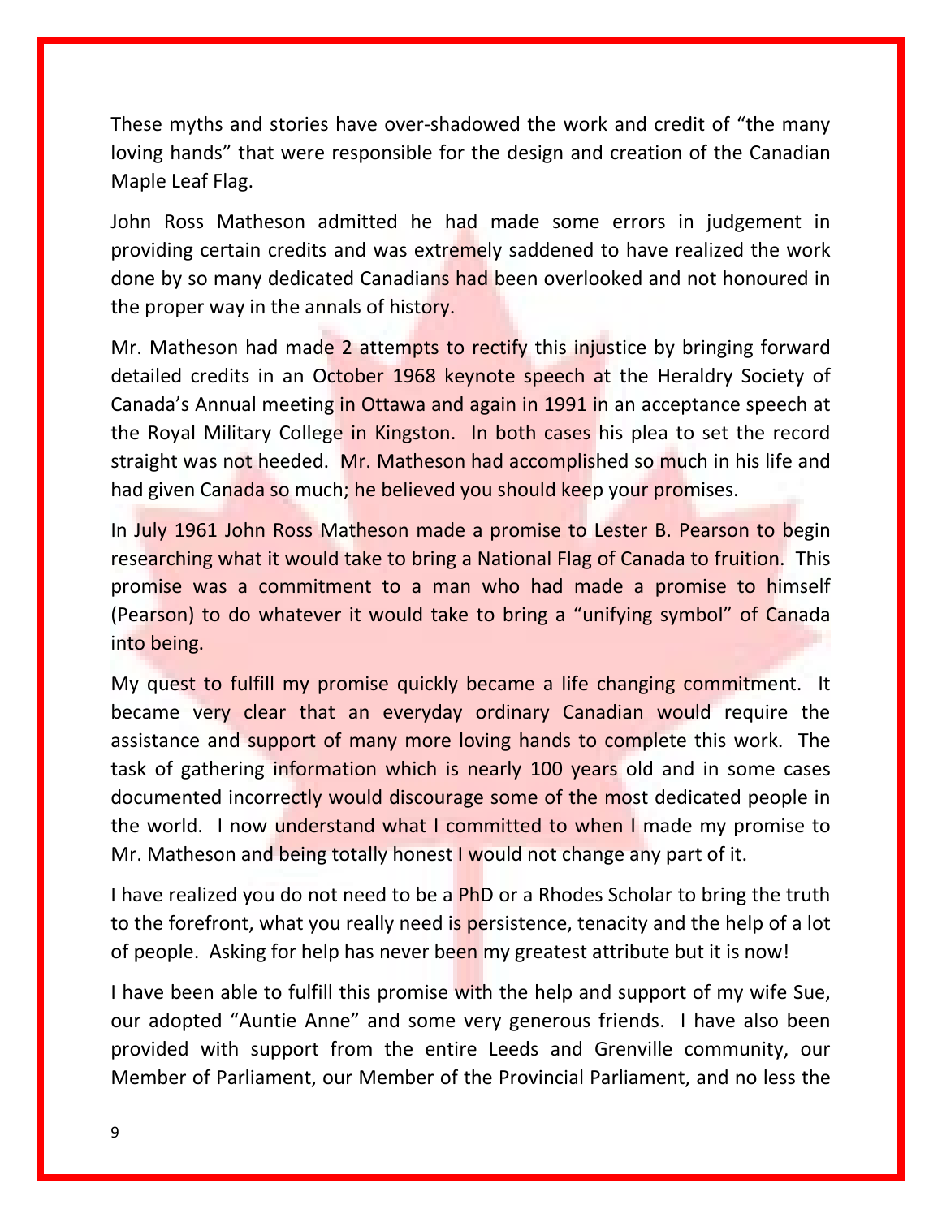These myths and stories have over-shadowed the work and credit of "the many loving hands" that were responsible for the design and creation of the Canadian Maple Leaf Flag.

John Ross Matheson admitted he had made some errors in judgement in providing certain credits and was extremely saddened to have realized the work done by so many dedicated Canadians had been overlooked and not honoured in the proper way in the annals of history.

Mr. Matheson had made 2 attempts to rectify this injustice by bringing forward detailed credits in an October 1968 keynote speech at the Heraldry Society of Canada's Annual meeting in Ottawa and again in 1991 in an acceptance speech at the Royal Military College in Kingston. In both cases his plea to set the record straight was not heeded. Mr. Matheson had accomplished so much in his life and had given Canada so much; he believed you should keep your promises.

In July 1961 John Ross Matheson made a promise to Lester B. Pearson to begin researching what it would take to bring a National Flag of Canada to fruition. This promise was a commitment to a man who had made a promise to himself (Pearson) to do whatever it would take to bring a "unifying symbol" of Canada into being.

My quest to fulfill my promise quickly became a life changing commitment. It became very clear that an everyday ordinary Canadian would require the assistance and support of many more loving hands to complete this work. The task of gathering information which is nearly 100 years old and in some cases documented incorrectly would discourage some of the most dedicated people in the world. I now understand what I committed to when I made my promise to Mr. Matheson and being totally honest I would not change any part of it.

I have realized you do not need to be a PhD or a Rhodes Scholar to bring the truth to the forefront, what you really need is persistence, tenacity and the help of a lot of people. Asking for help has never been my greatest attribute but it is now!

I have been able to fulfill this promise with the help and support of my wife Sue, our adopted "Auntie Anne" and some very generous friends. I have also been provided with support from the entire Leeds and Grenville community, our Member of Parliament, our Member of the Provincial Parliament, and no less the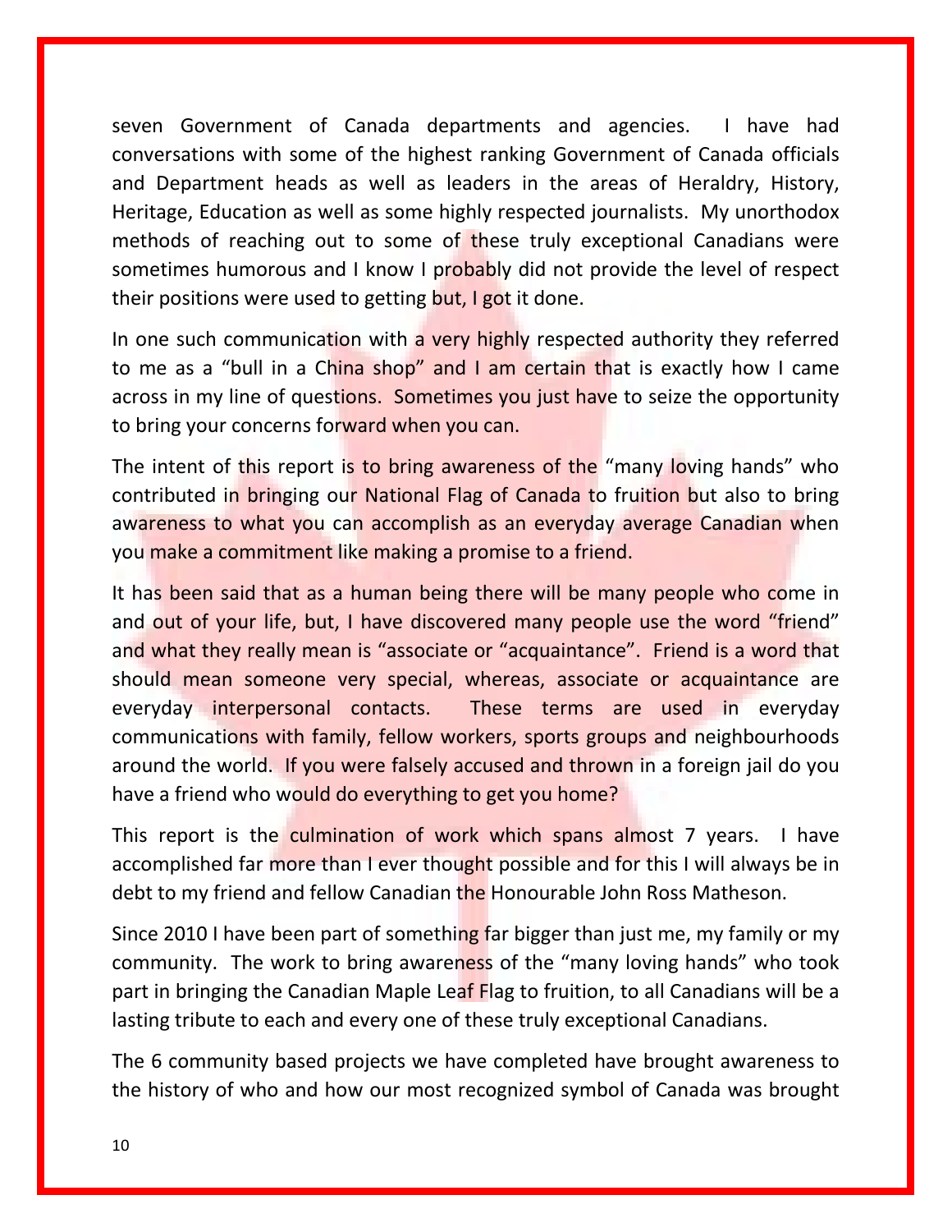seven Government of Canada departments and agencies.  I have had conversations with some of the highest ranking Government of Canada officials and Department heads as well as leaders in the areas of Heraldry, History, Heritage, Education as well as some highly respected journalists.  My unorthodox methods of reaching out to some of these truly exceptional Canadians were sometimes humorous and I know I probably did not provide the level of respect their positions were used to getting but, I got it done.

In one such communication with a very highly respected authority they referred to me as a "bull in a China shop" and I am certain that is exactly how I came across in my line of questions.  Sometimes you just have to seize the opportunity to bring your concerns forward when you can.

The intent of this report is to bring awareness of the "many loving hands" who contributed in bringing our National Flag of Canada to fruition but also to bring awareness to what you can accomplish as an everyday average Canadian when you make a commitment like making a promise to a friend.

It has been said that as a human being there will be many people who come in and out of your life, but, I have discovered many people use the word "friend" and what they really mean is "associate or "acquaintance".  Friend is a word that should mean someone very special, whereas, associate or acquaintance are everyday interpersonal contacts.  These terms are used in everyday communications with family, fellow workers, sports groups and neighbourhoods around the world.  If you were falsely accused and thrown in a foreign jail do you have a friend who would do everything to get you home?

This report is the culmination of work which spans almost 7 years.  I have accomplished far more than I ever thought possible and for this I will always be in debt to my friend and fellow Canadian the Honourable John Ross Matheson.

Since 2010 I have been part of something far bigger than just me, my family or my community.  The work to bring awareness of the "many loving hands" who took part in bringing the Canadian Maple Leaf Flag to fruition, to all Canadians will be a lasting tribute to each and every one of these truly exceptional Canadians.

The 6 community based projects we have completed have brought awareness to the history of who and how our most recognized symbol of Canada was brought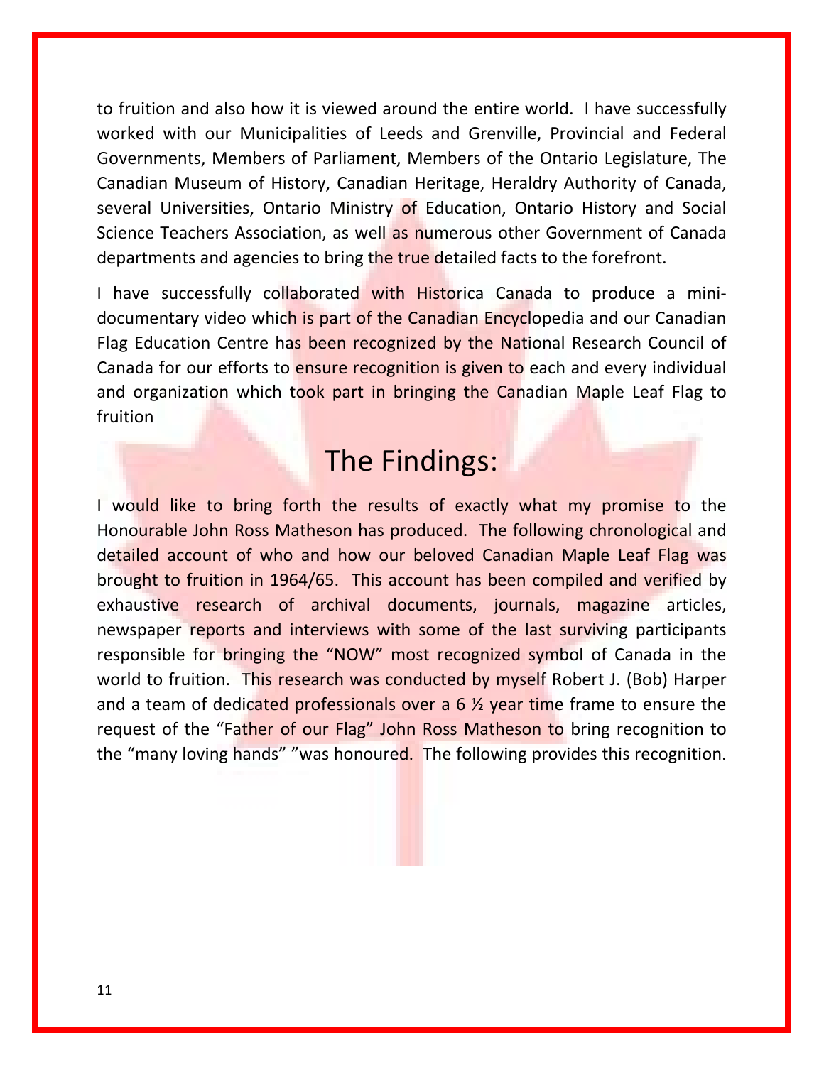to fruition and also how it is viewed around the entire world. I have successfully worked with our Municipalities of Leeds and Grenville, Provincial and Federal Governments, Members of Parliament, Members of the Ontario Legislature, The Canadian Museum of History, Canadian Heritage, Heraldry Authority of Canada, several Universities, Ontario Ministry of Education, Ontario History and Social Science Teachers Association, as well as numerous other Government of Canada departments and agencies to bring the true detailed facts to the forefront.

I have successfully collaborated with Historica Canada to produce a mini-documentary video which is part of the Canadian Encyclopedia and our Canadian Flag Education Centre has been recognized by the National Research Council of Canada for our efforts to ensure recognition is given to each and every individual and organization which took part in bringing the Canadian Maple Leaf Flag to fruition

## The Findings:

I would like to bring forth the results of exactly what my promise to the Honourable John Ross Matheson has produced. The following chronological and detailed account of who and how our beloved Canadian Maple Leaf Flag was brought to fruition in 1964/65. This account has been compiled and verified by exhaustive research of archival documents, journals, magazine articles, newspaper reports and interviews with some of the last surviving participants responsible for bringing the "NOW" most recognized symbol of Canada in the world to fruition. This research was conducted by myself Robert J. (Bob) Harper and a team of dedicated professionals over a 6 ½ year time frame to ensure the request of the "Father of our Flag" John Ross Matheson to bring recognition to the "many loving hands" "was honoured. The following provides this recognition.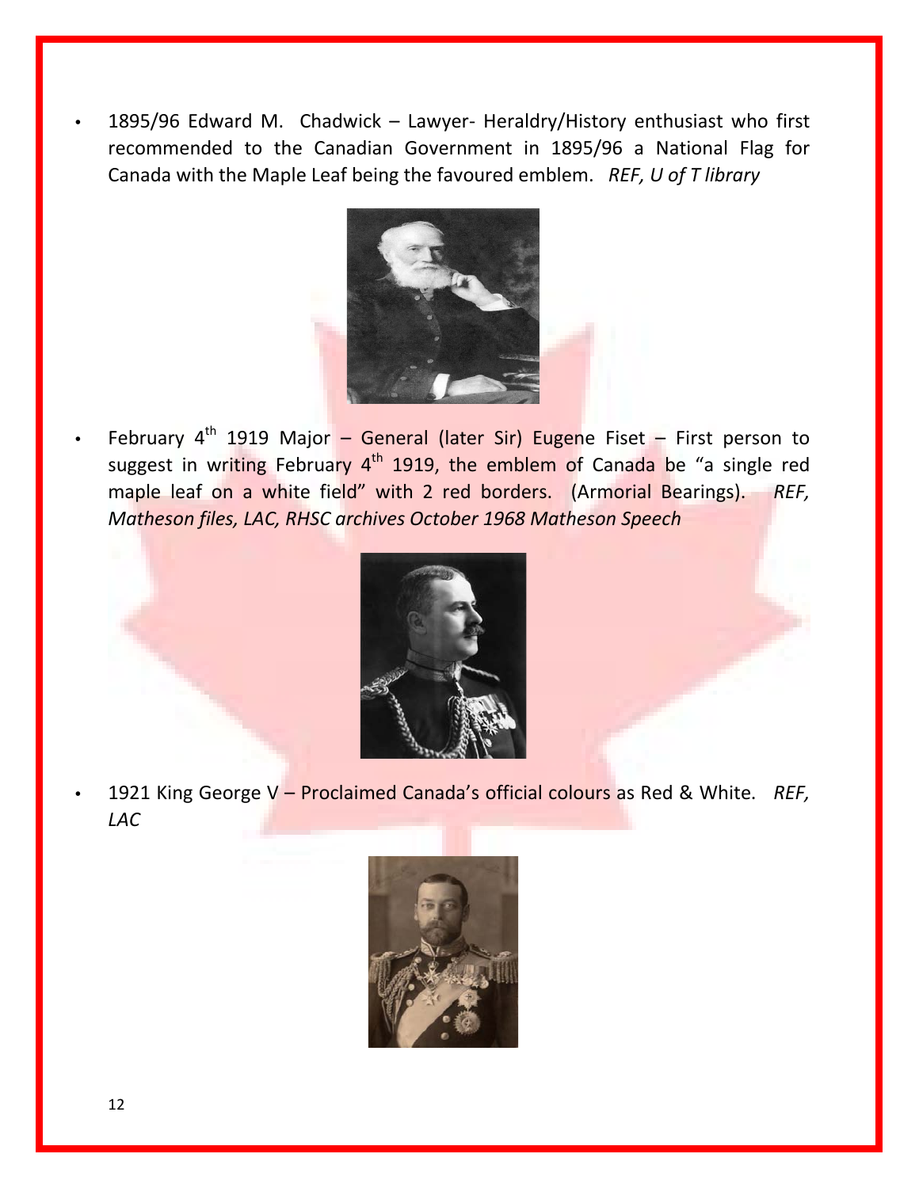- 1895/96 Edward M. Chadwick – Lawyer- Heraldry/History enthusiast who first recommended to the Canadian Government in 1895/96 a National Flag for Canada with the Maple Leaf being the favoured emblem. *REF, U of T library*

- February 4th 1919 Major – General (later Sir) Eugene Fiset – First person to suggest in writing February 4th 1919, the emblem of Canada be "a single red maple leaf on a white field" with 2 red borders. (Armorial Bearings). *REF, Matheson files, LAC, RHSC archives October 1968 Matheson Speech*

- 1921 King George V – Proclaimed Canada's official colours as Red & White. *REF, LAC*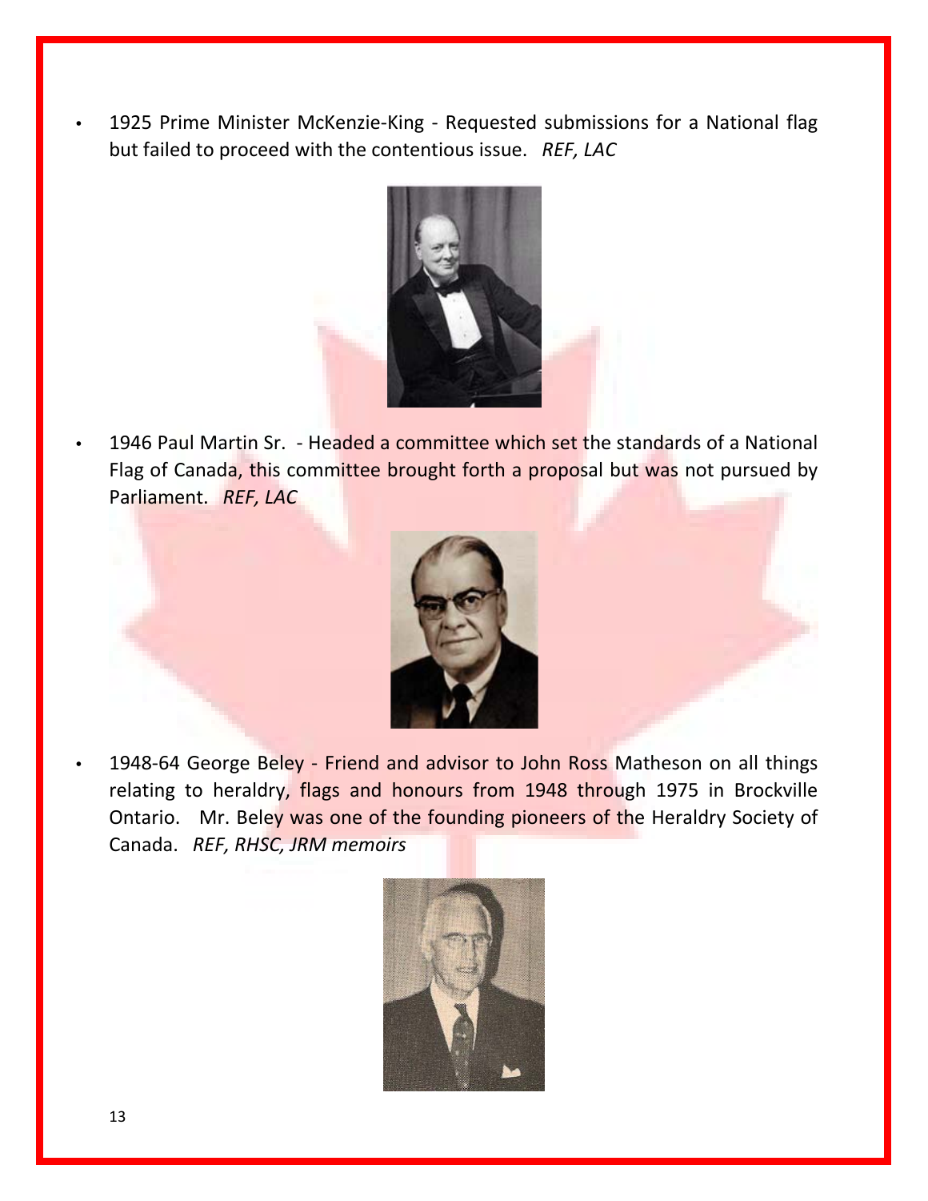- 1925 Prime Minister McKenzie-King - Requested submissions for a National flag but failed to proceed with the contentious issue. *REF, LAC*

- 1946 Paul Martin Sr. - Headed a committee which set the standards of a National Flag of Canada, this committee brought forth a proposal but was not pursued by Parliament. *REF, LAC*

- 1948-64 George Beley - Friend and advisor to John Ross Matheson on all things relating to heraldry, flags and honours from 1948 through 1975 in Brockville Ontario. Mr. Beley was one of the founding pioneers of the Heraldry Society of Canada. *REF, RHSC, JRM memoirs*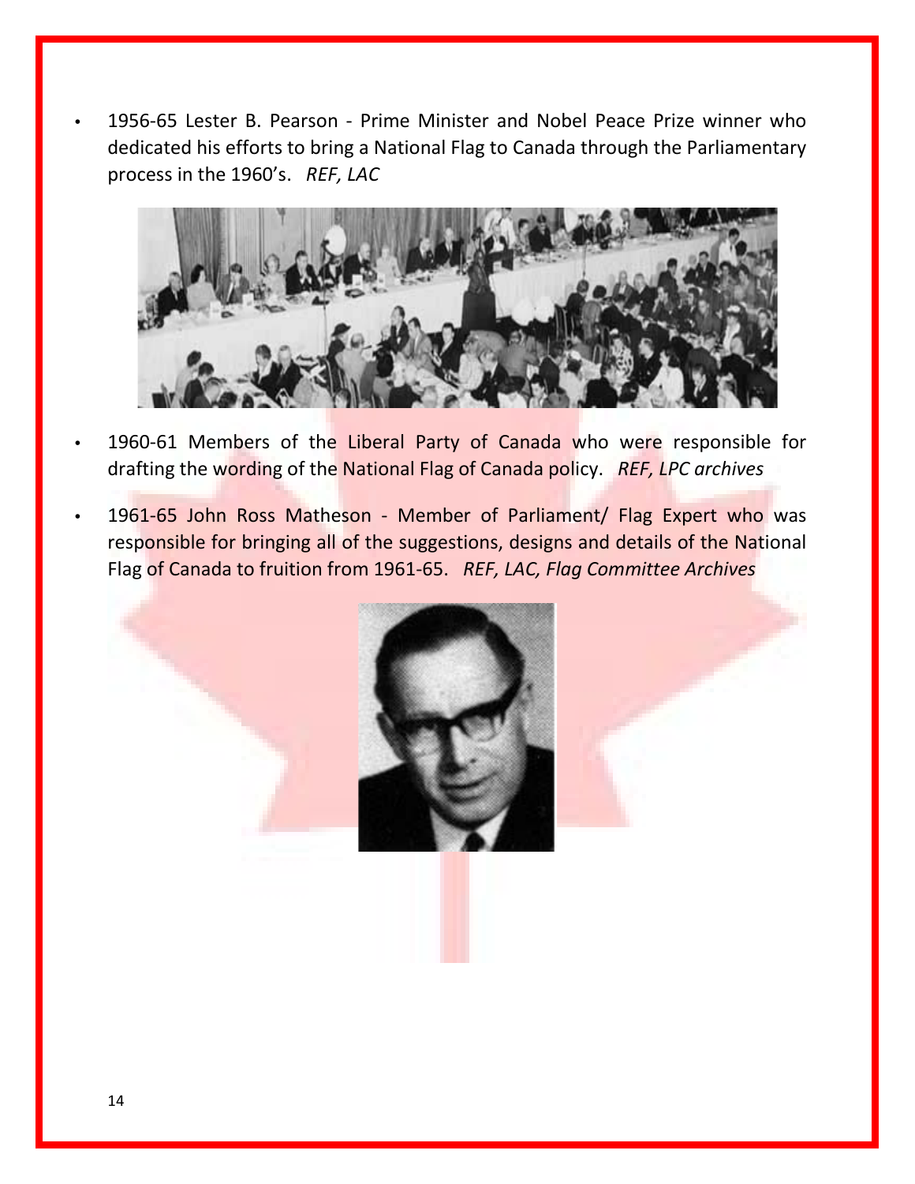- 1956-65 Lester B. Pearson - Prime Minister and Nobel Peace Prize winner who dedicated his efforts to bring a National Flag to Canada through the Parliamentary process in the 1960's. *REF, LAC*

- 1960-61 Members of the Liberal Party of Canada who were responsible for drafting the wording of the National Flag of Canada policy. *REF, LPC archives*

- 1961-65 John Ross Matheson - Member of Parliament/ Flag Expert who was responsible for bringing all of the suggestions, designs and details of the National Flag of Canada to fruition from 1961-65. *REF, LAC, Flag Committee Archives*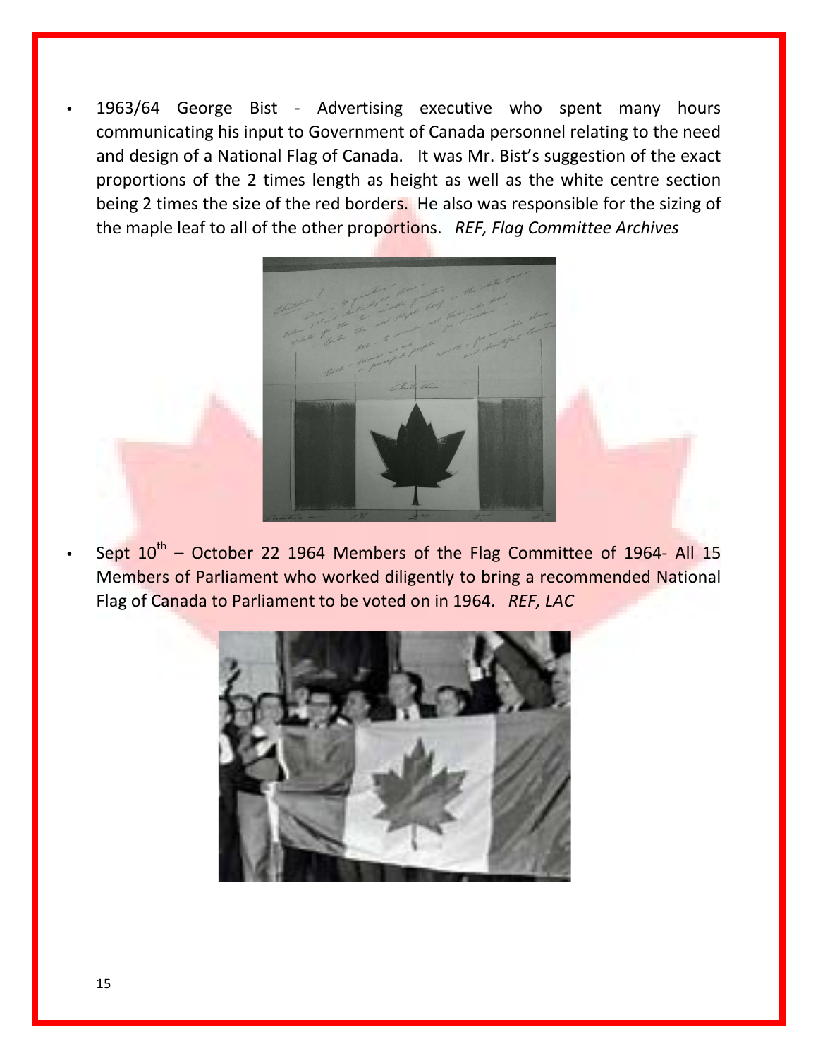- 1963/64 George Bist - Advertising executive who spent many hours communicating his input to Government of Canada personnel relating to the need and design of a National Flag of Canada. It was Mr. Bist's suggestion of the exact proportions of the 2 times length as height as well as the white centre section being 2 times the size of the red borders. He also was responsible for the sizing of the maple leaf to all of the other proportions. *REF, Flag Committee Archives*

- Sept 10th – October 22 1964 Members of the Flag Committee of 1964- All 15 Members of Parliament who worked diligently to bring a recommended National Flag of Canada to Parliament to be voted on in 1964. *REF, LAC*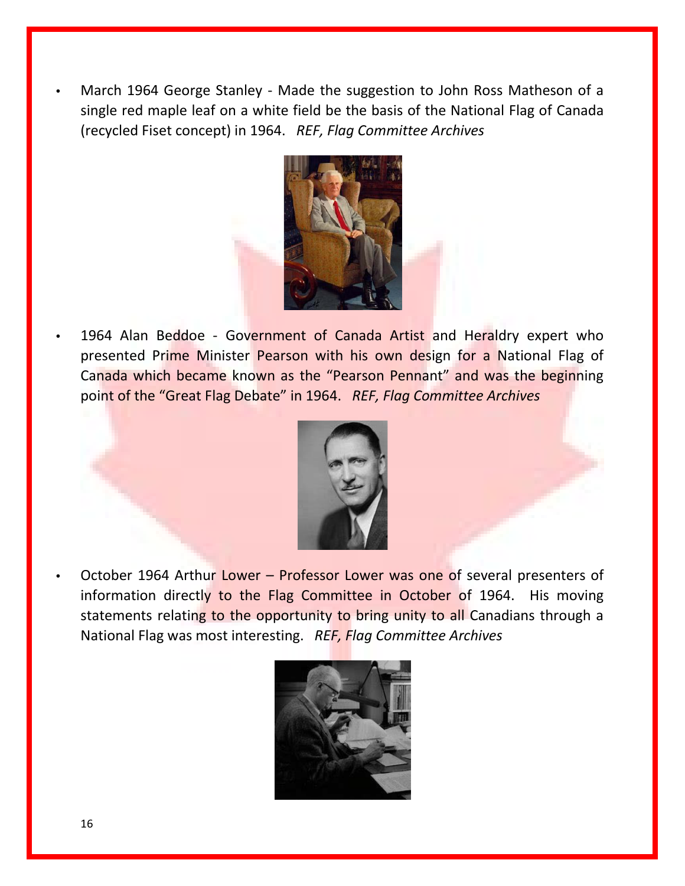- March 1964 George Stanley - Made the suggestion to John Ross Matheson of a single red maple leaf on a white field be the basis of the National Flag of Canada (recycled Fiset concept) in 1964. *REF, Flag Committee Archives*

- 1964 Alan Beddoe - Government of Canada Artist and Heraldry expert who presented Prime Minister Pearson with his own design for a National Flag of Canada which became known as the "Pearson Pennant" and was the beginning point of the "Great Flag Debate" in 1964. *REF, Flag Committee Archives*

- October 1964 Arthur Lower – Professor Lower was one of several presenters of information directly to the Flag Committee in October of 1964. His moving statements relating to the opportunity to bring unity to all Canadians through a National Flag was most interesting. *REF, Flag Committee Archives*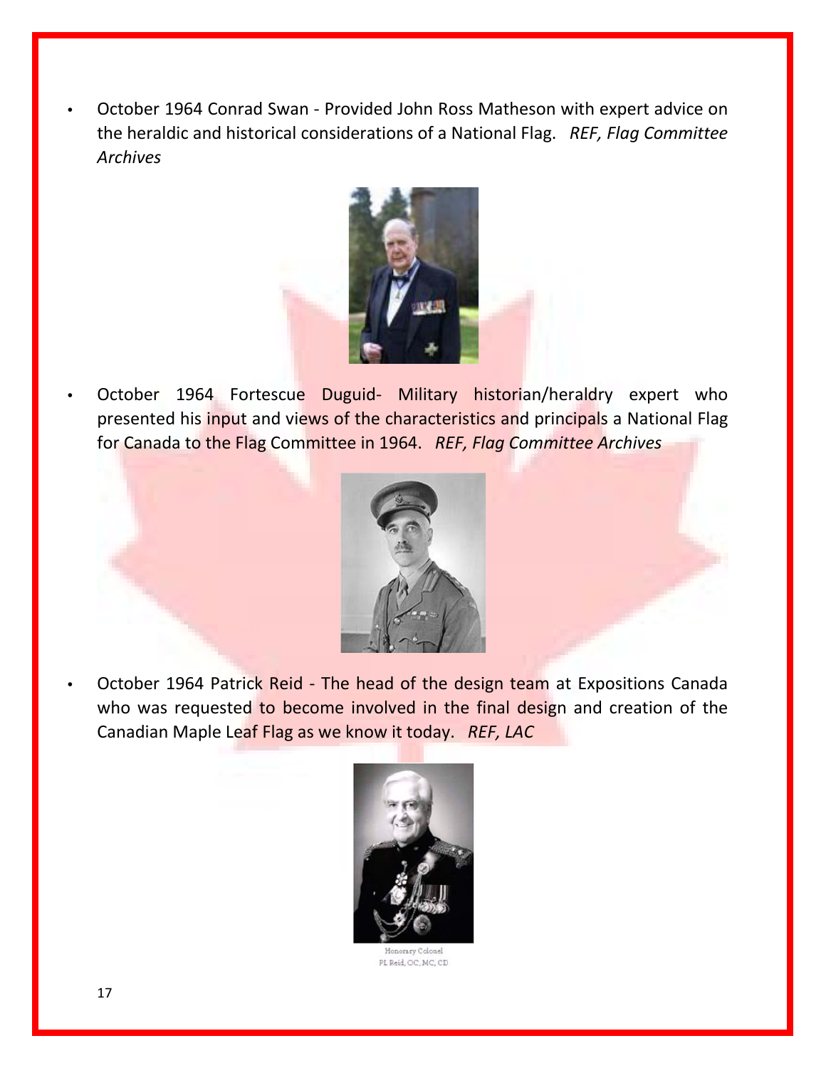- October 1964 Conrad Swan - Provided John Ross Matheson with expert advice on the heraldic and historical considerations of a National Flag. *REF, Flag Committee Archives*

- October 1964 Fortescue Duguid- Military historian/heraldry expert who presented his input and views of the characteristics and principals a National Flag for Canada to the Flag Committee in 1964. *REF, Flag Committee Archives*

- October 1964 Patrick Reid - The head of the design team at Expositions Canada who was requested to become involved in the final design and creation of the Canadian Maple Leaf Flag as we know it today. *REF, LAC*

Honorary Colonel
PL Reid, OC, MC, CD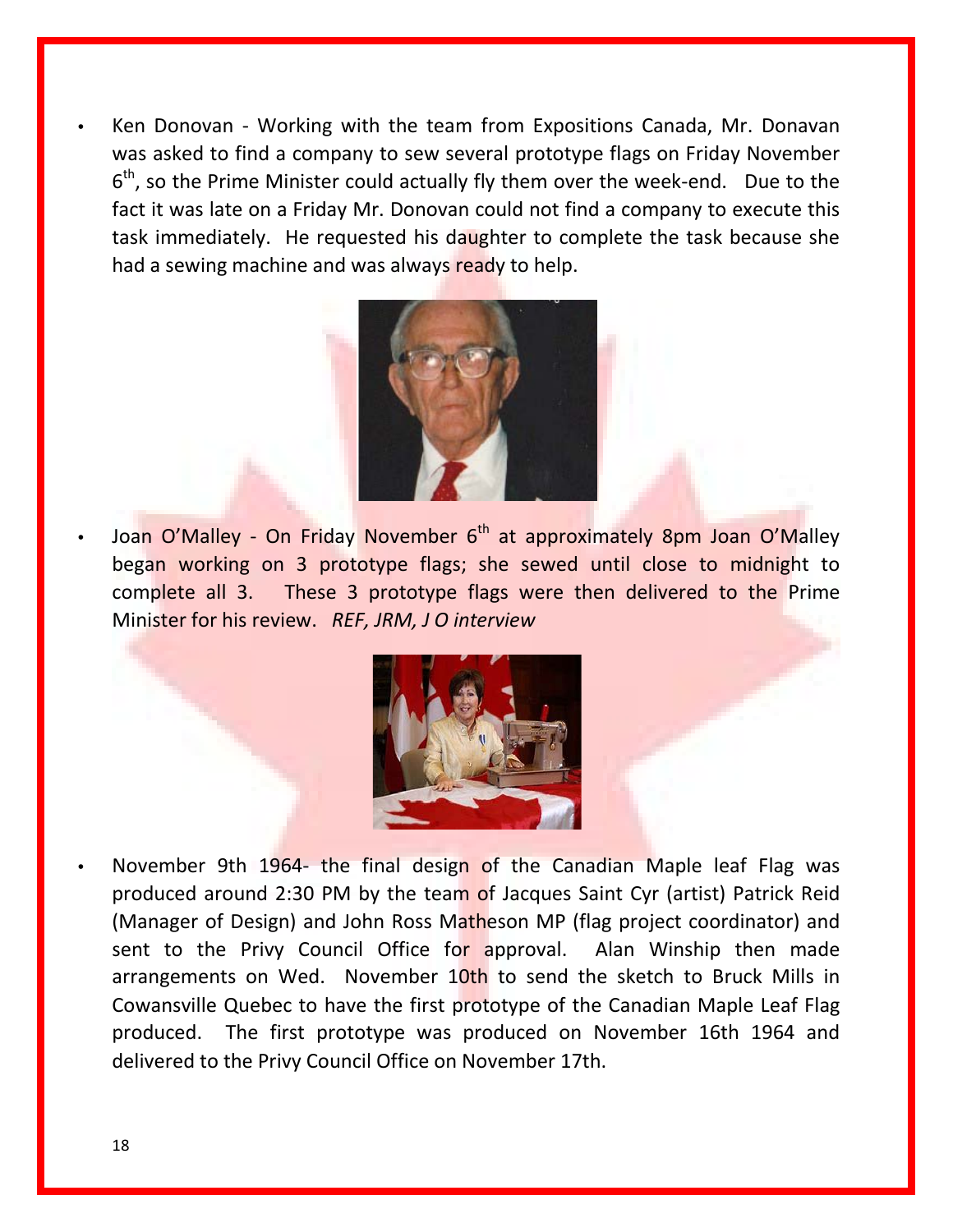- Ken Donovan - Working with the team from Expositions Canada, Mr. Donavan was asked to find a company to sew several prototype flags on Friday November 6th, so the Prime Minister could actually fly them over the week-end. Due to the fact it was late on a Friday Mr. Donovan could not find a company to execute this task immediately. He requested his daughter to complete the task because she had a sewing machine and was always ready to help.

- Joan O'Malley - On Friday November 6th at approximately 8pm Joan O'Malley began working on 3 prototype flags; she sewed until close to midnight to complete all 3. These 3 prototype flags were then delivered to the Prime Minister for his review. *REF, JRM, J O interview*

- November 9th 1964- the final design of the Canadian Maple leaf Flag was produced around 2:30 PM by the team of Jacques Saint Cyr (artist) Patrick Reid (Manager of Design) and John Ross Matheson MP (flag project coordinator) and sent to the Privy Council Office for approval. Alan Winship then made arrangements on Wed. November 10th to send the sketch to Bruck Mills in Cowansville Quebec to have the first prototype of the Canadian Maple Leaf Flag produced. The first prototype was produced on November 16th 1964 and delivered to the Privy Council Office on November 17th.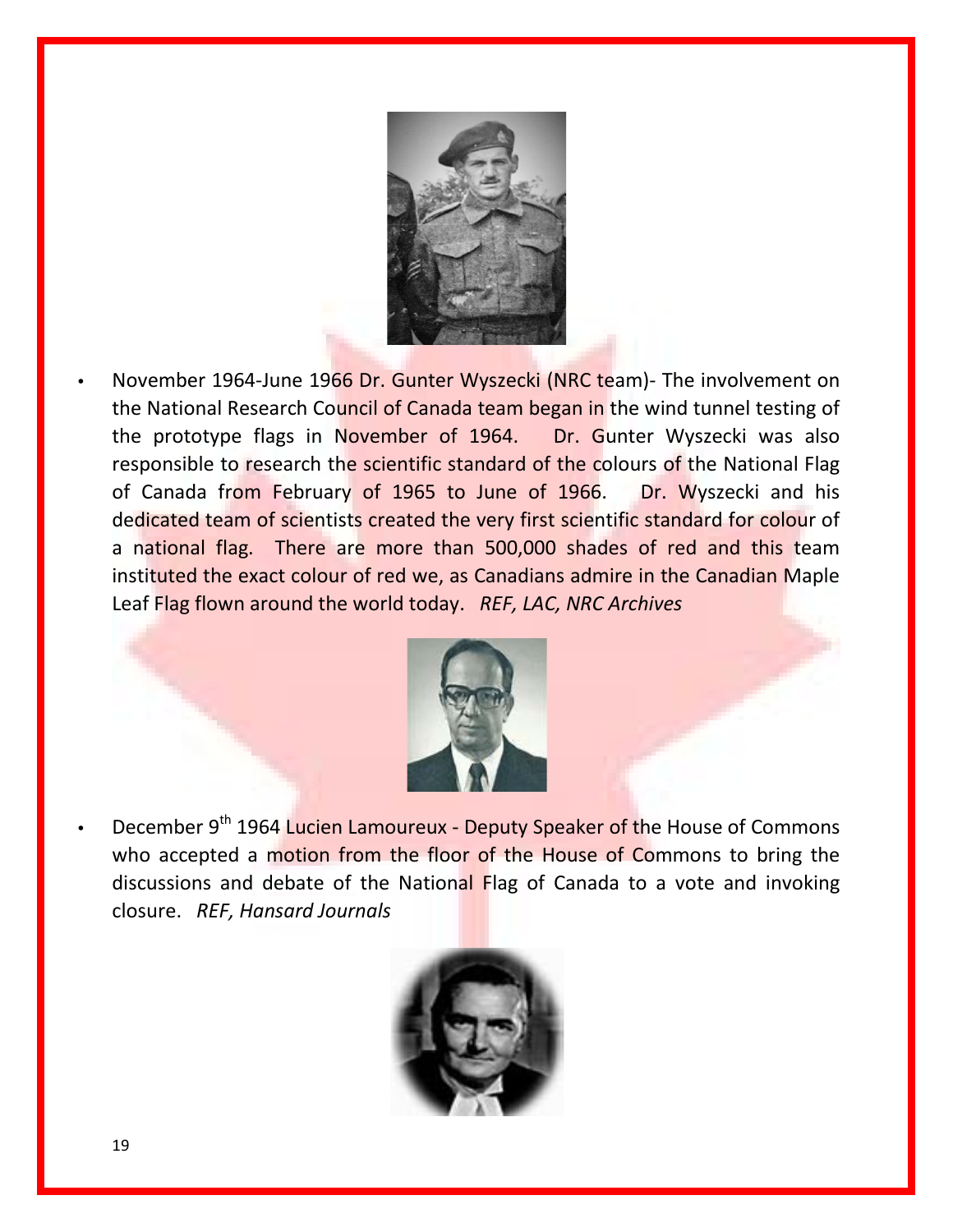- November 1964-June 1966 Dr. Gunter Wyszecki (NRC team)- The involvement on the National Research Council of Canada team began in the wind tunnel testing of the prototype flags in November of 1964. Dr. Gunter Wyszecki was also responsible to research the scientific standard of the colours of the National Flag of Canada from February of 1965 to June of 1966. Dr. Wyszecki and his dedicated team of scientists created the very first scientific standard for colour of a national flag. There are more than 500,000 shades of red and this team instituted the exact colour of red we, as Canadians admire in the Canadian Maple Leaf Flag flown around the world today. *REF, LAC, NRC Archives*

- December 9th 1964 Lucien Lamoureux - Deputy Speaker of the House of Commons who accepted a motion from the floor of the House of Commons to bring the discussions and debate of the National Flag of Canada to a vote and invoking closure. *REF, Hansard Journals*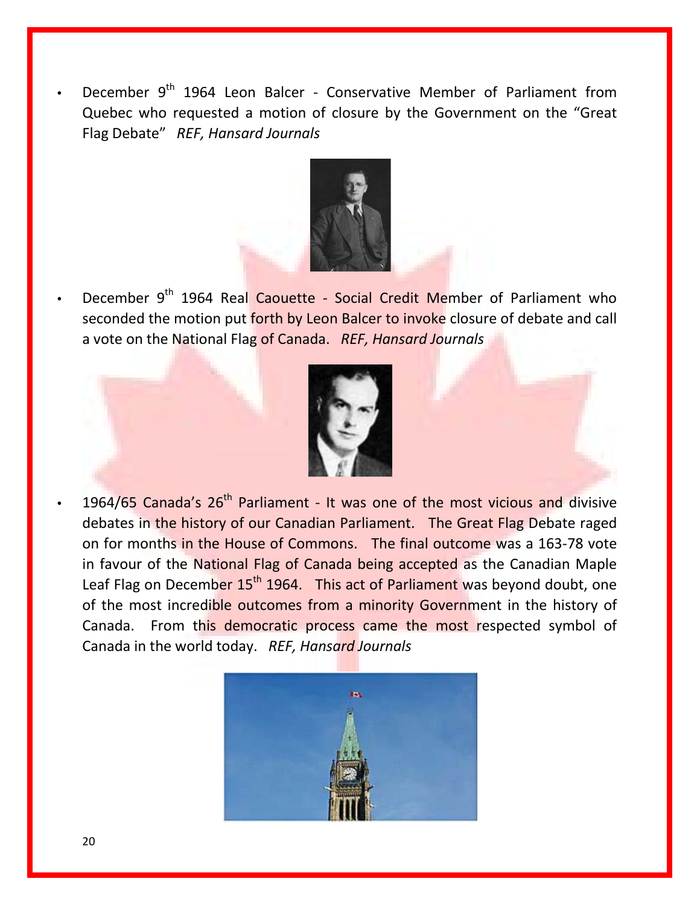- December 9th 1964 Leon Balcer - Conservative Member of Parliament from Quebec who requested a motion of closure by the Government on the "Great Flag Debate" *REF, Hansard Journals*

- December 9th 1964 Real Caouette - Social Credit Member of Parliament who seconded the motion put forth by Leon Balcer to invoke closure of debate and call a vote on the National Flag of Canada. *REF, Hansard Journals*

- 1964/65 Canada's 26th Parliament - It was one of the most vicious and divisive debates in the history of our Canadian Parliament. The Great Flag Debate raged on for months in the House of Commons. The final outcome was a 163-78 vote in favour of the National Flag of Canada being accepted as the Canadian Maple Leaf Flag on December 15th 1964. This act of Parliament was beyond doubt, one of the most incredible outcomes from a minority Government in the history of Canada. From this democratic process came the most respected symbol of Canada in the world today. *REF, Hansard Journals*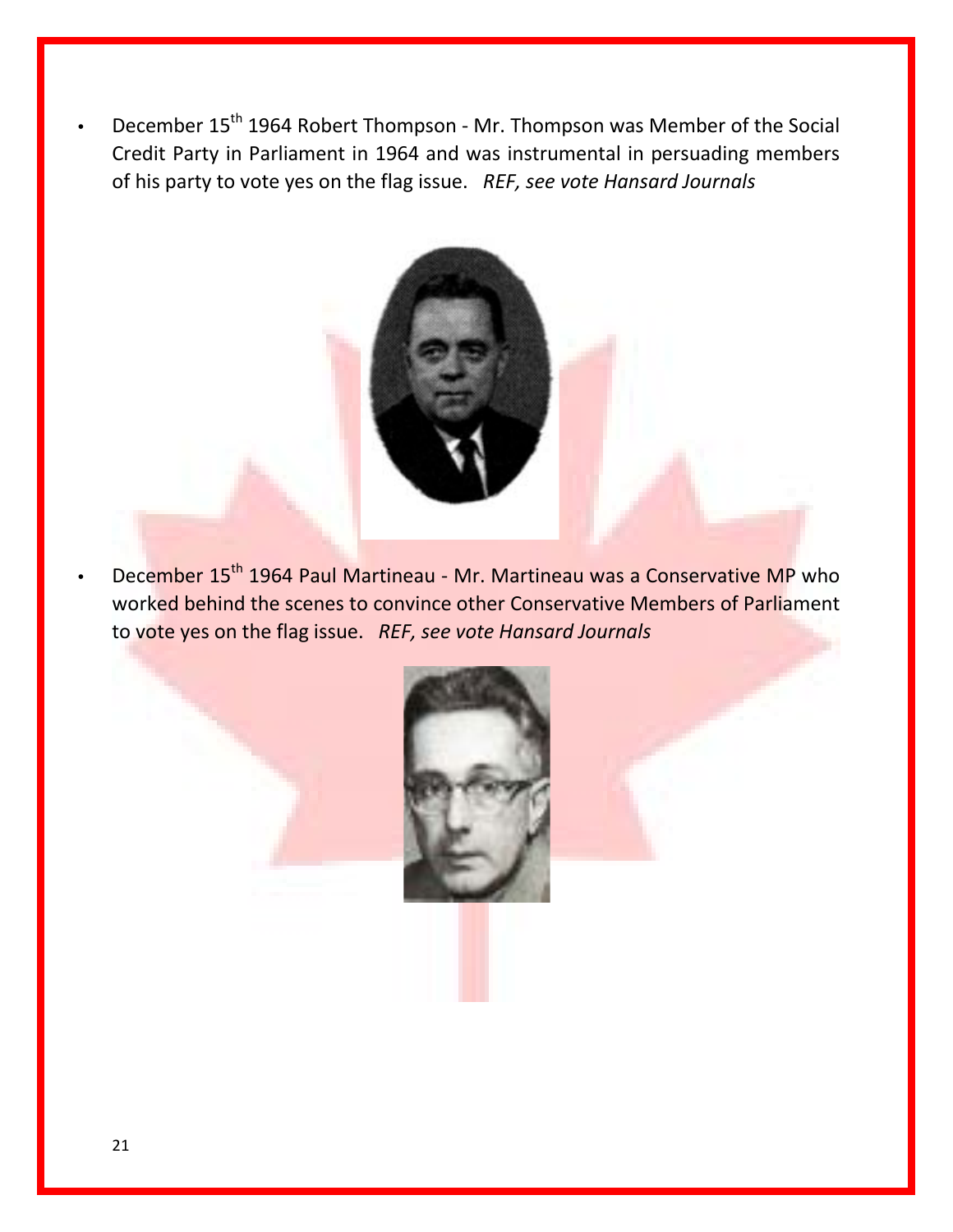- December 15th 1964 Robert Thompson - Mr. Thompson was Member of the Social Credit Party in Parliament in 1964 and was instrumental in persuading members of his party to vote yes on the flag issue. *REF, see vote Hansard Journals*

- December 15th 1964 Paul Martineau - Mr. Martineau was a Conservative MP who worked behind the scenes to convince other Conservative Members of Parliament to vote yes on the flag issue. *REF, see vote Hansard Journals*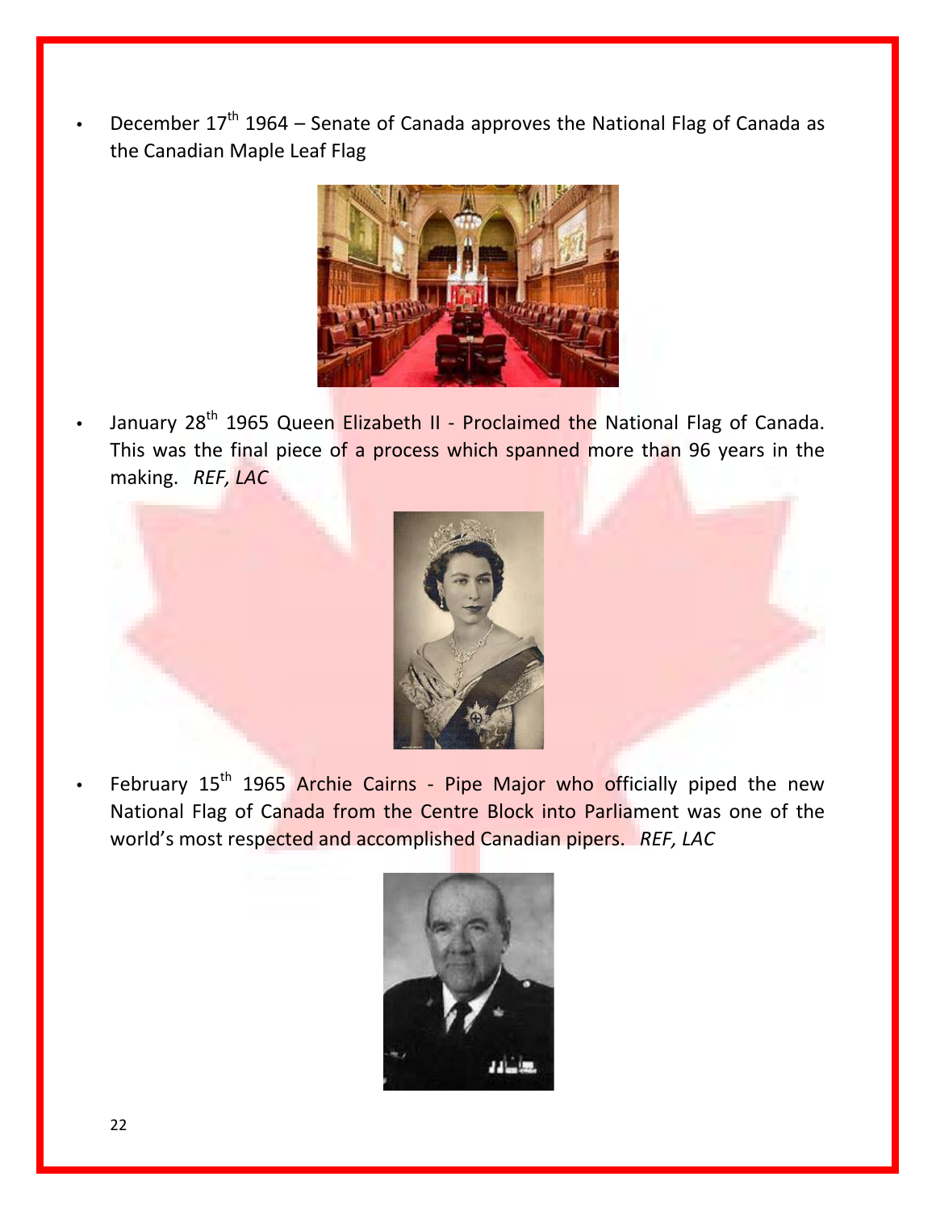- December 17th 1964 – Senate of Canada approves the National Flag of Canada as the Canadian Maple Leaf Flag

- January 28th 1965 Queen Elizabeth II - Proclaimed the National Flag of Canada. This was the final piece of a process which spanned more than 96 years in the making. *REF, LAC*

- February 15th 1965 Archie Cairns - Pipe Major who officially piped the new National Flag of Canada from the Centre Block into Parliament was one of the world's most respected and accomplished Canadian pipers. *REF, LAC*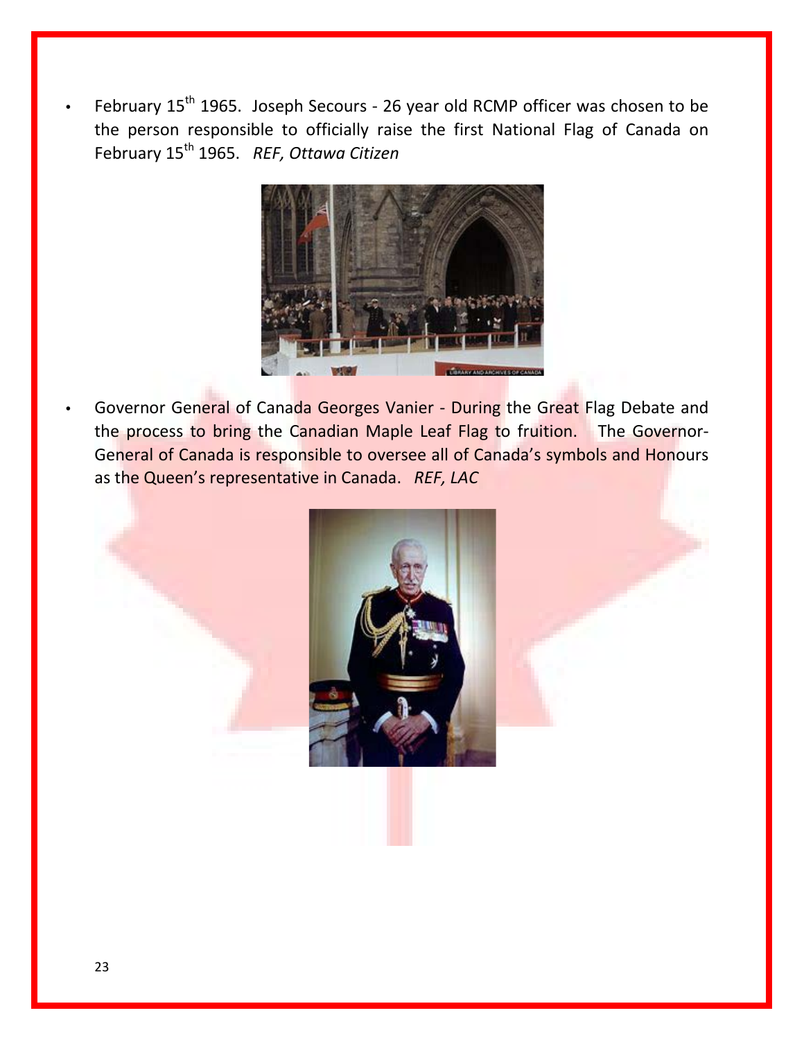- February 15th 1965. Joseph Secours - 26 year old RCMP officer was chosen to be the person responsible to officially raise the first National Flag of Canada on February 15th 1965. *REF, Ottawa Citizen*

- Governor General of Canada Georges Vanier - During the Great Flag Debate and the process to bring the Canadian Maple Leaf Flag to fruition. The Governor-General of Canada is responsible to oversee all of Canada's symbols and Honours as the Queen's representative in Canada. *REF, LAC*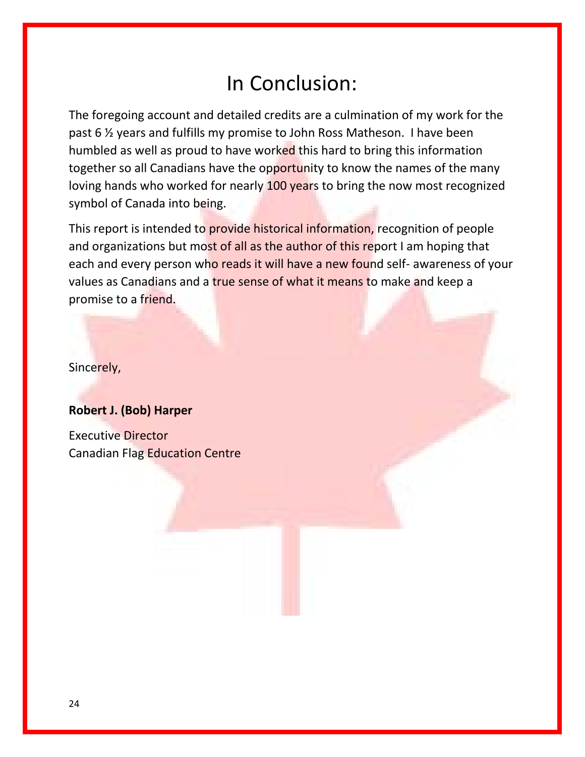# In Conclusion:

The foregoing account and detailed credits are a culmination of my work for the past 6 ½ years and fulfills my promise to John Ross Matheson. I have been humbled as well as proud to have worked this hard to bring this information together so all Canadians have the opportunity to know the names of the many loving hands who worked for nearly 100 years to bring the now most recognized symbol of Canada into being.

This report is intended to provide historical information, recognition of people and organizations but most of all as the author of this report I am hoping that each and every person who reads it will have a new found self- awareness of your values as Canadians and a true sense of what it means to make and keep a promise to a friend.

Sincerely,

**Robert J. (Bob) Harper**

Executive Director
Canadian Flag Education Centre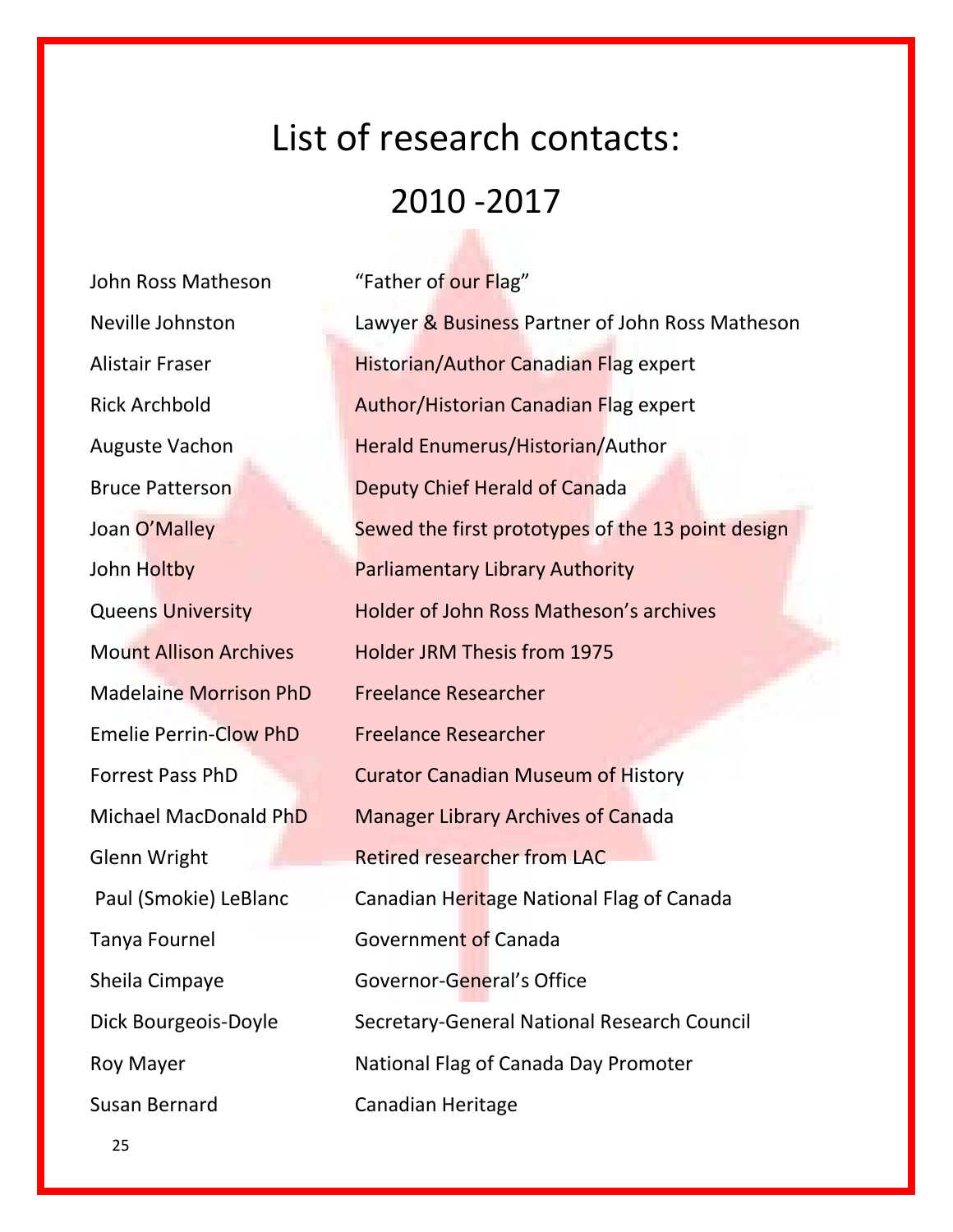# List of research contacts: 2010 -2017

| | |
|---|---|
| John Ross Matheson | "Father of our Flag" |
| Neville Johnston | Lawyer & Business Partner of John Ross Matheson |
| Alistair Fraser | Historian/Author Canadian Flag expert |
| Rick Archbold | Author/Historian Canadian Flag expert |
| Auguste Vachon | Herald Enumerus/Historian/Author |
| Bruce Patterson | Deputy Chief Herald of Canada |
| Joan O'Malley | Sewed the first prototypes of the 13 point design |
| John Holtby | Parliamentary Library Authority |
| Queens University | Holder of John Ross Matheson's archives |
| Mount Allison Archives | Holder JRM Thesis from 1975 |
| Madelaine Morrison PhD | Freelance Researcher |
| Emelie Perrin-Clow PhD | Freelance Researcher |
| Forrest Pass PhD | Curator Canadian Museum of History |
| Michael MacDonald PhD | Manager Library Archives of Canada |
| Glenn Wright | Retired researcher from LAC |
| Paul (Smokie) LeBlanc | Canadian Heritage National Flag of Canada |
| Tanya Fournel | Government of Canada |
| Sheila Cimpaye | Governor-General's Office |
| Dick Bourgeois-Doyle | Secretary-General National Research Council |
| Roy Mayer | National Flag of Canada Day Promoter |
| Susan Bernard | Canadian Heritage |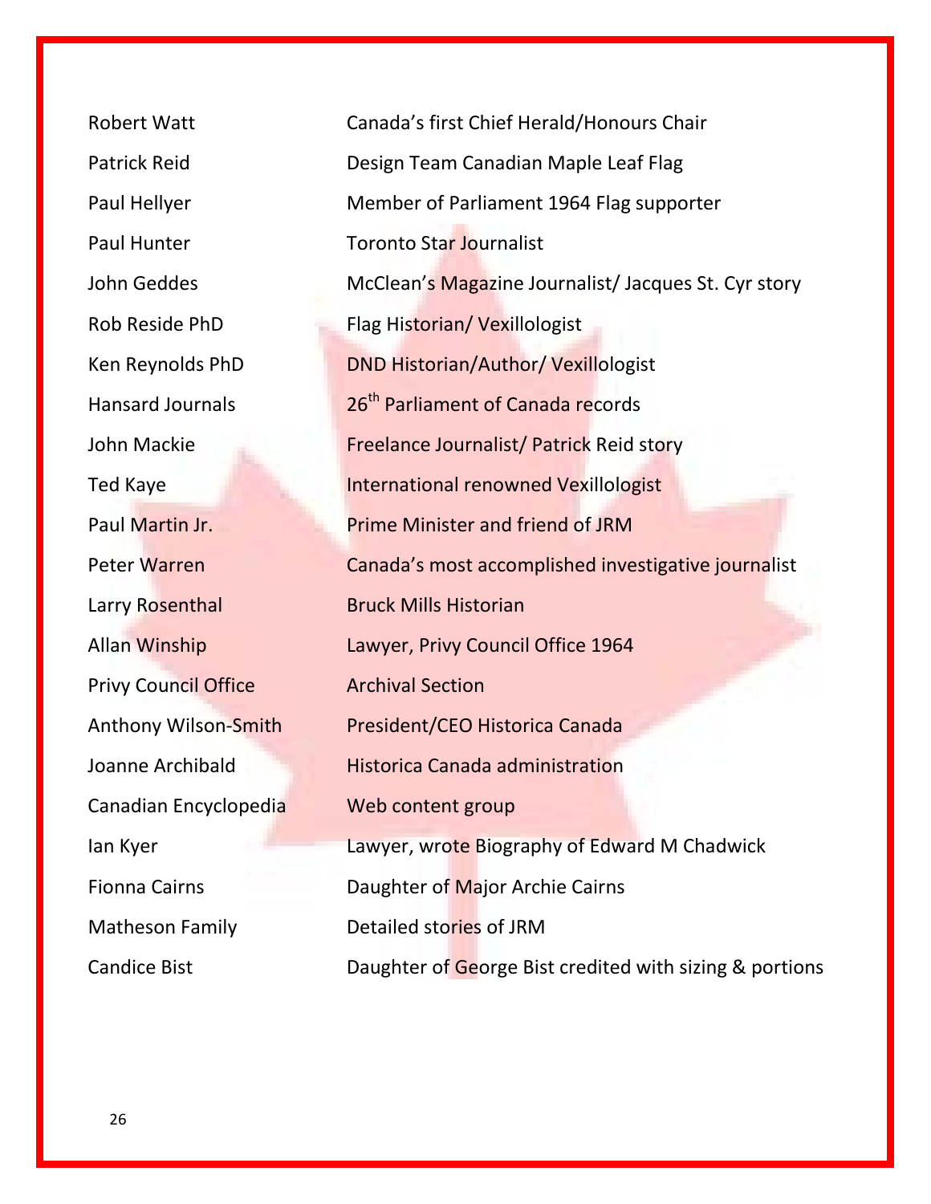| | |
|---|---|
| Robert Watt | Canada's first Chief Herald/Honours Chair |
| Patrick Reid | Design Team Canadian Maple Leaf Flag |
| Paul Hellyer | Member of Parliament 1964 Flag supporter |
| Paul Hunter | Toronto Star Journalist |
| John Geddes | McClean's Magazine Journalist/ Jacques St. Cyr story |
| Rob Reside PhD | Flag Historian/ Vexillologist |
| Ken Reynolds PhD | DND Historian/Author/ Vexillologist |
| Hansard Journals | 26th Parliament of Canada records |
| John Mackie | Freelance Journalist/ Patrick Reid story |
| Ted Kaye | International renowned Vexillologist |
| Paul Martin Jr. | Prime Minister and friend of JRM |
| Peter Warren | Canada's most accomplished investigative journalist |
| Larry Rosenthal | Bruck Mills Historian |
| Allan Winship | Lawyer, Privy Council Office 1964 |
| Privy Council Office | Archival Section |
| Anthony Wilson-Smith | President/CEO Historica Canada |
| Joanne Archibald | Historica Canada administration |
| Canadian Encyclopedia | Web content group |
| Ian Kyer | Lawyer, wrote Biography of Edward M Chadwick |
| Fionna Cairns | Daughter of Major Archie Cairns |
| Matheson Family | Detailed stories of JRM |
| Candice Bist | Daughter of George Bist credited with sizing & portions |